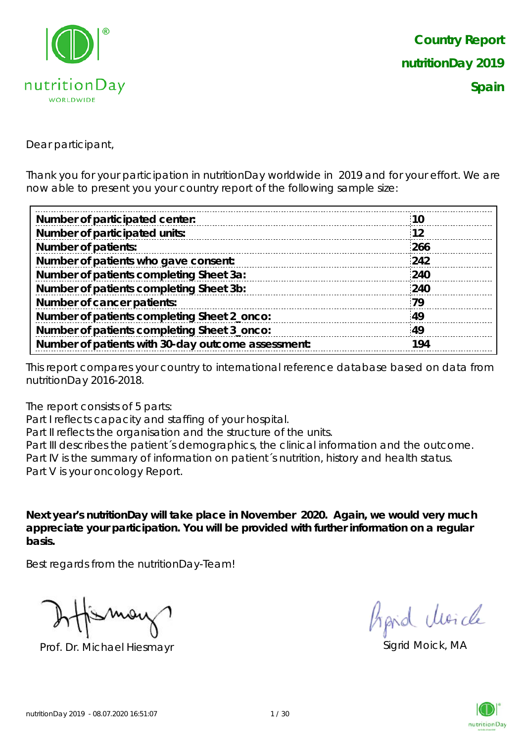**Country Report**

**nutritionDay 2019**

**Spain**

Dear participant,

Thank you for your participation in nutritionDay worldwide in 2019 and for your effort. We are now able to present you your country report of the following sample size:

| | |
|---|---|
| **Number of participated center:** | **10** |
| **Number of participated units:** | **12** |
| **Number of patients:** | **266** |
| **Number of patients who gave consent:** | **242** |
| **Number of patients completing Sheet 3a:** | **240** |
| **Number of patients completing Sheet 3b:** | **240** |
| **Number of cancer patients:** | **79** |
| **Number of patients completing Sheet 2_onco:** | **49** |
| **Number of patients completing Sheet 3_onco:** | **49** |
| **Number of patients with 30-day outcome assessment:** | **194** |

This report compares your country to international reference database based on data from nutritionDay 2016-2018.

The report consists of 5 parts:
Part I reflects capacity and staffing of your hospital.
Part II reflects the organisation and the structure of the units.
Part III describes the patient´s demographics, the clinical information and the outcome.
Part IV is the summary of information on patient´s nutrition, history and health status.
Part V is your oncology Report.

**Next year's nutritionDay will take place in November 2020. Again, we would very much appreciate your participation. You will be provided with further information on a regular basis.**

Best regards from the nutritionDay-Team!

Prof. Dr. Michael Hiesmayr

Sigrid Moick, MA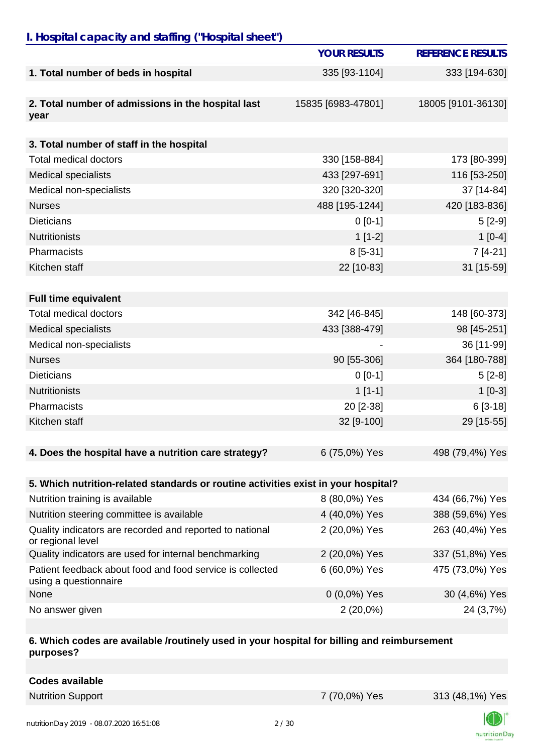## I. Hospital capacity and staffing ("Hospital sheet")

| | YOUR RESULTS | REFERENCE RESULTS |
|---|---|---|
| **1. Total number of beds in hospital** | 335 [93-1104] | 333 [194-630] |
| **2. Total number of admissions in the hospital last year** | 15835 [6983-47801] | 18005 [9101-36130] |
| **3. Total number of staff in the hospital** | | |
| Total medical doctors | 330 [158-884] | 173 [80-399] |
| Medical specialists | 433 [297-691] | 116 [53-250] |
| Medical non-specialists | 320 [320-320] | 37 [14-84] |
| Nurses | 488 [195-1244] | 420 [183-836] |
| Dieticians | 0 [0-1] | 5 [2-9] |
| Nutritionists | 1 [1-2] | 1 [0-4] |
| Pharmacists | 8 [5-31] | 7 [4-21] |
| Kitchen staff | 22 [10-83] | 31 [15-59] |
| **Full time equivalent** | | |
| Total medical doctors | 342 [46-845] | 148 [60-373] |
| Medical specialists | 433 [388-479] | 98 [45-251] |
| Medical non-specialists | - | 36 [11-99] |
| Nurses | 90 [55-306] | 364 [180-788] |
| Dieticians | 0 [0-1] | 5 [2-8] |
| Nutritionists | 1 [1-1] | 1 [0-3] |
| Pharmacists | 20 [2-38] | 6 [3-18] |
| Kitchen staff | 32 [9-100] | 29 [15-55] |
| **4. Does the hospital have a nutrition care strategy?** | 6 (75,0%) Yes | 498 (79,4%) Yes |
| **5. Which nutrition-related standards or routine activities exist in your hospital?** | | |
| Nutrition training is available | 8 (80,0%) Yes | 434 (66,7%) Yes |
| Nutrition steering committee is available | 4 (40,0%) Yes | 388 (59,6%) Yes |
| Quality indicators are recorded and reported to national or regional level | 2 (20,0%) Yes | 263 (40,4%) Yes |
| Quality indicators are used for internal benchmarking | 2 (20,0%) Yes | 337 (51,8%) Yes |
| Patient feedback about food and food service is collected using a questionnaire | 6 (60,0%) Yes | 475 (73,0%) Yes |
| None | 0 (0,0%) Yes | 30 (4,6%) Yes |
| No answer given | 2 (20,0%) | 24 (3,7%) |
| **6. Which codes are available /routinely used in your hospital for billing and reimbursement purposes?** | | |
| **Codes available** | | |
| Nutrition Support | 7 (70,0%) Yes | 313 (48,1%) Yes |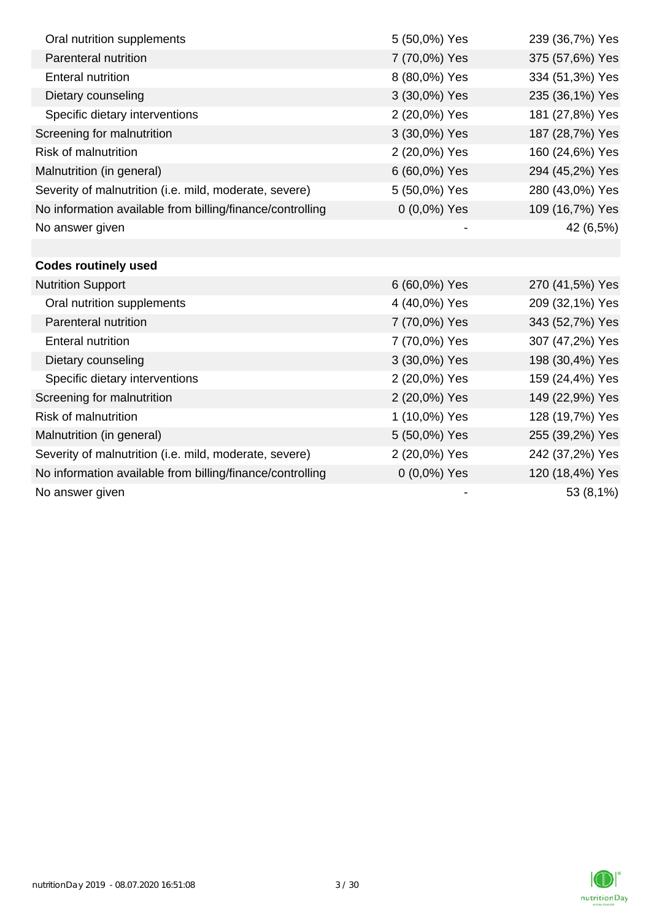| | | |
|---|---|---|
| Oral nutrition supplements | 5 (50,0%) Yes | 239 (36,7%) Yes |
| Parenteral nutrition | 7 (70,0%) Yes | 375 (57,6%) Yes |
| Enteral nutrition | 8 (80,0%) Yes | 334 (51,3%) Yes |
| Dietary counseling | 3 (30,0%) Yes | 235 (36,1%) Yes |
| Specific dietary interventions | 2 (20,0%) Yes | 181 (27,8%) Yes |
| Screening for malnutrition | 3 (30,0%) Yes | 187 (28,7%) Yes |
| Risk of malnutrition | 2 (20,0%) Yes | 160 (24,6%) Yes |
| Malnutrition (in general) | 6 (60,0%) Yes | 294 (45,2%) Yes |
| Severity of malnutrition (i.e. mild, moderate, severe) | 5 (50,0%) Yes | 280 (43,0%) Yes |
| No information available from billing/finance/controlling | 0 (0,0%) Yes | 109 (16,7%) Yes |
| No answer given | - | 42 (6,5%) |
| | | |
| **Codes routinely used** | | |
| Nutrition Support | 6 (60,0%) Yes | 270 (41,5%) Yes |
| Oral nutrition supplements | 4 (40,0%) Yes | 209 (32,1%) Yes |
| Parenteral nutrition | 7 (70,0%) Yes | 343 (52,7%) Yes |
| Enteral nutrition | 7 (70,0%) Yes | 307 (47,2%) Yes |
| Dietary counseling | 3 (30,0%) Yes | 198 (30,4%) Yes |
| Specific dietary interventions | 2 (20,0%) Yes | 159 (24,4%) Yes |
| Screening for malnutrition | 2 (20,0%) Yes | 149 (22,9%) Yes |
| Risk of malnutrition | 1 (10,0%) Yes | 128 (19,7%) Yes |
| Malnutrition (in general) | 5 (50,0%) Yes | 255 (39,2%) Yes |
| Severity of malnutrition (i.e. mild, moderate, severe) | 2 (20,0%) Yes | 242 (37,2%) Yes |
| No information available from billing/finance/controlling | 0 (0,0%) Yes | 120 (18,4%) Yes |
| No answer given | - | 53 (8,1%) |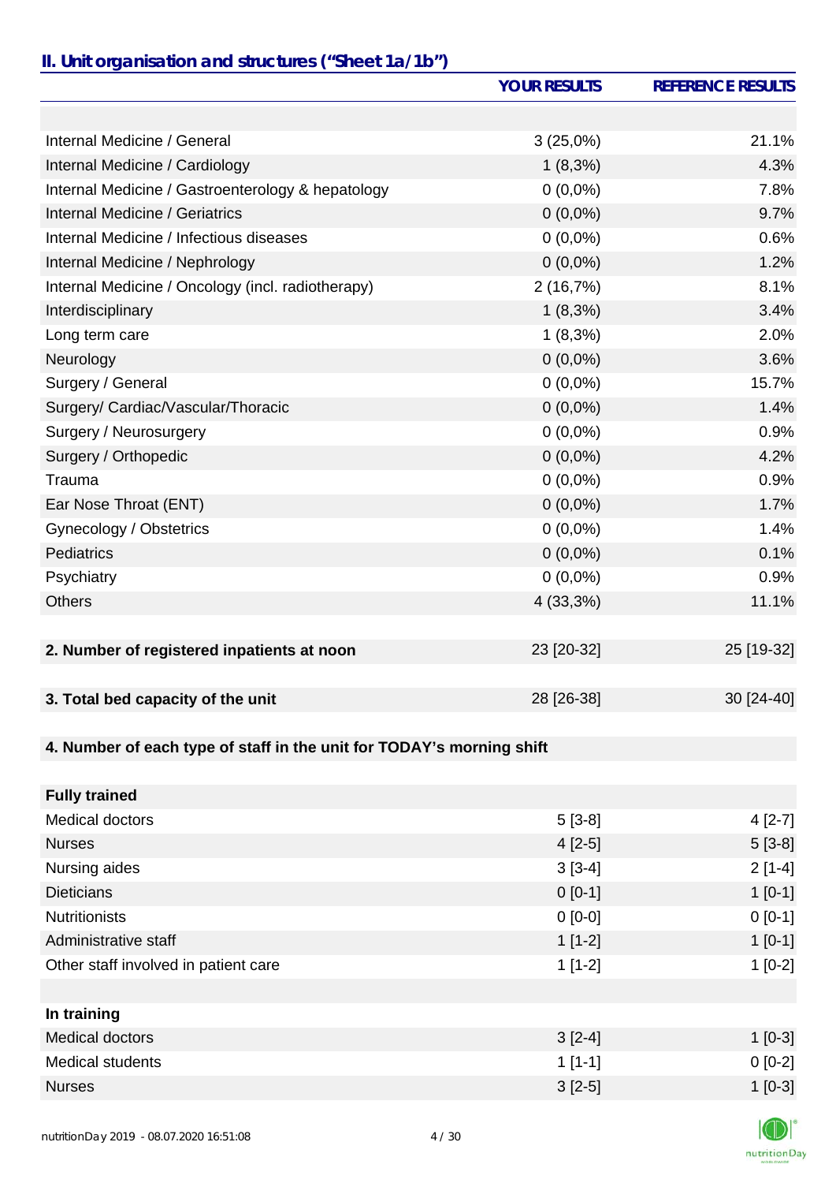## II. Unit organisation and structures ("Sheet 1a/1b")

| | YOUR RESULTS | REFERENCE RESULTS |
|---|---|---|
| | | |
| Internal Medicine / General | 3 (25,0%) | 21.1% |
| Internal Medicine / Cardiology | 1 (8,3%) | 4.3% |
| Internal Medicine / Gastroenterology & hepatology | 0 (0,0%) | 7.8% |
| Internal Medicine / Geriatrics | 0 (0,0%) | 9.7% |
| Internal Medicine / Infectious diseases | 0 (0,0%) | 0.6% |
| Internal Medicine / Nephrology | 0 (0,0%) | 1.2% |
| Internal Medicine / Oncology (incl. radiotherapy) | 2 (16,7%) | 8.1% |
| Interdisciplinary | 1 (8,3%) | 3.4% |
| Long term care | 1 (8,3%) | 2.0% |
| Neurology | 0 (0,0%) | 3.6% |
| Surgery / General | 0 (0,0%) | 15.7% |
| Surgery/ Cardiac/Vascular/Thoracic | 0 (0,0%) | 1.4% |
| Surgery / Neurosurgery | 0 (0,0%) | 0.9% |
| Surgery / Orthopedic | 0 (0,0%) | 4.2% |
| Trauma | 0 (0,0%) | 0.9% |
| Ear Nose Throat (ENT) | 0 (0,0%) | 1.7% |
| Gynecology / Obstetrics | 0 (0,0%) | 1.4% |
| Pediatrics | 0 (0,0%) | 0.1% |
| Psychiatry | 0 (0,0%) | 0.9% |
| Others | 4 (33,3%) | 11.1% |
| | | |
| **2. Number of registered inpatients at noon** | 23 [20-32] | 25 [19-32] |
| | | |
| **3. Total bed capacity of the unit** | 28 [26-38] | 30 [24-40] |
| | | |
| **4. Number of each type of staff in the unit for TODAY's morning shift** | | |
| | | |
| **Fully trained** | | |
| Medical doctors | 5 [3-8] | 4 [2-7] |
| Nurses | 4 [2-5] | 5 [3-8] |
| Nursing aides | 3 [3-4] | 2 [1-4] |
| Dieticians | 0 [0-1] | 1 [0-1] |
| Nutritionists | 0 [0-0] | 0 [0-1] |
| Administrative staff | 1 [1-2] | 1 [0-1] |
| Other staff involved in patient care | 1 [1-2] | 1 [0-2] |
| | | |
| **In training** | | |
| Medical doctors | 3 [2-4] | 1 [0-3] |
| Medical students | 1 [1-1] | 0 [0-2] |
| Nurses | 3 [2-5] | 1 [0-3] |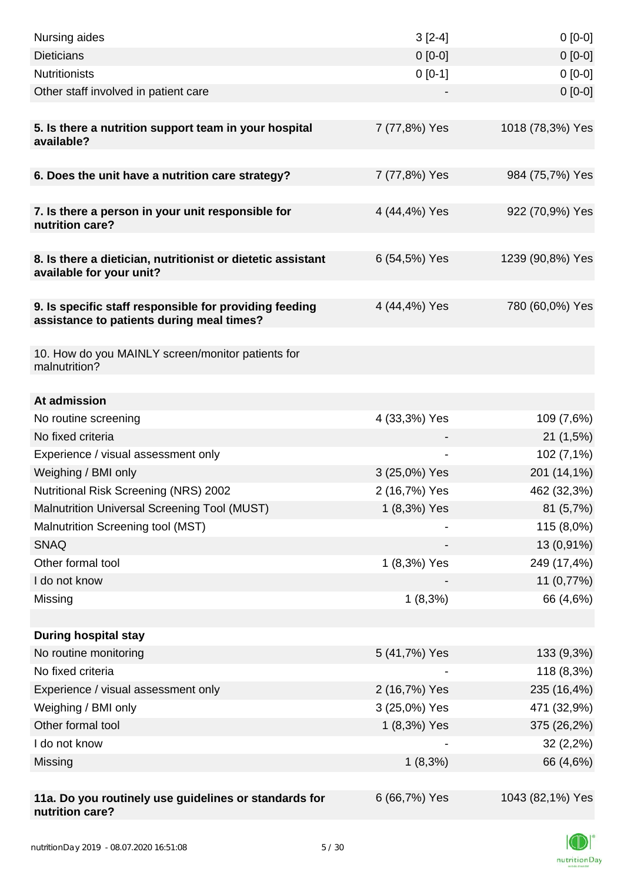| | | |
|---|---|---|
| Nursing aides | 3 [2-4] | 0 [0-0] |
| Dieticians | 0 [0-0] | 0 [0-0] |
| Nutritionists | 0 [0-1] | 0 [0-0] |
| Other staff involved in patient care | - | 0 [0-0] |
| | | |
| **5. Is there a nutrition support team in your hospital available?** | 7 (77,8%) Yes | 1018 (78,3%) Yes |
| | | |
| **6. Does the unit have a nutrition care strategy?** | 7 (77,8%) Yes | 984 (75,7%) Yes |
| | | |
| **7. Is there a person in your unit responsible for nutrition care?** | 4 (44,4%) Yes | 922 (70,9%) Yes |
| | | |
| **8. Is there a dietician, nutritionist or dietetic assistant available for your unit?** | 6 (54,5%) Yes | 1239 (90,8%) Yes |
| | | |
| **9. Is specific staff responsible for providing feeding assistance to patients during meal times?** | 4 (44,4%) Yes | 780 (60,0%) Yes |
| | | |
| 10. How do you MAINLY screen/monitor patients for malnutrition? | | |
| | | |
| **At admission** | | |
| No routine screening | 4 (33,3%) Yes | 109 (7,6%) |
| No fixed criteria | - | 21 (1,5%) |
| Experience / visual assessment only | - | 102 (7,1%) |
| Weighing / BMI only | 3 (25,0%) Yes | 201 (14,1%) |
| Nutritional Risk Screening (NRS) 2002 | 2 (16,7%) Yes | 462 (32,3%) |
| Malnutrition Universal Screening Tool (MUST) | 1 (8,3%) Yes | 81 (5,7%) |
| Malnutrition Screening tool (MST) | - | 115 (8,0%) |
| SNAQ | - | 13 (0,91%) |
| Other formal tool | 1 (8,3%) Yes | 249 (17,4%) |
| I do not know | - | 11 (0,77%) |
| Missing | 1 (8,3%) | 66 (4,6%) |
| | | |
| **During hospital stay** | | |
| No routine monitoring | 5 (41,7%) Yes | 133 (9,3%) |
| No fixed criteria | - | 118 (8,3%) |
| Experience / visual assessment only | 2 (16,7%) Yes | 235 (16,4%) |
| Weighing / BMI only | 3 (25,0%) Yes | 471 (32,9%) |
| Other formal tool | 1 (8,3%) Yes | 375 (26,2%) |
| I do not know | - | 32 (2,2%) |
| Missing | 1 (8,3%) | 66 (4,6%) |
| | | |
| **11a. Do you routinely use guidelines or standards for nutrition care?** | 6 (66,7%) Yes | 1043 (82,1%) Yes |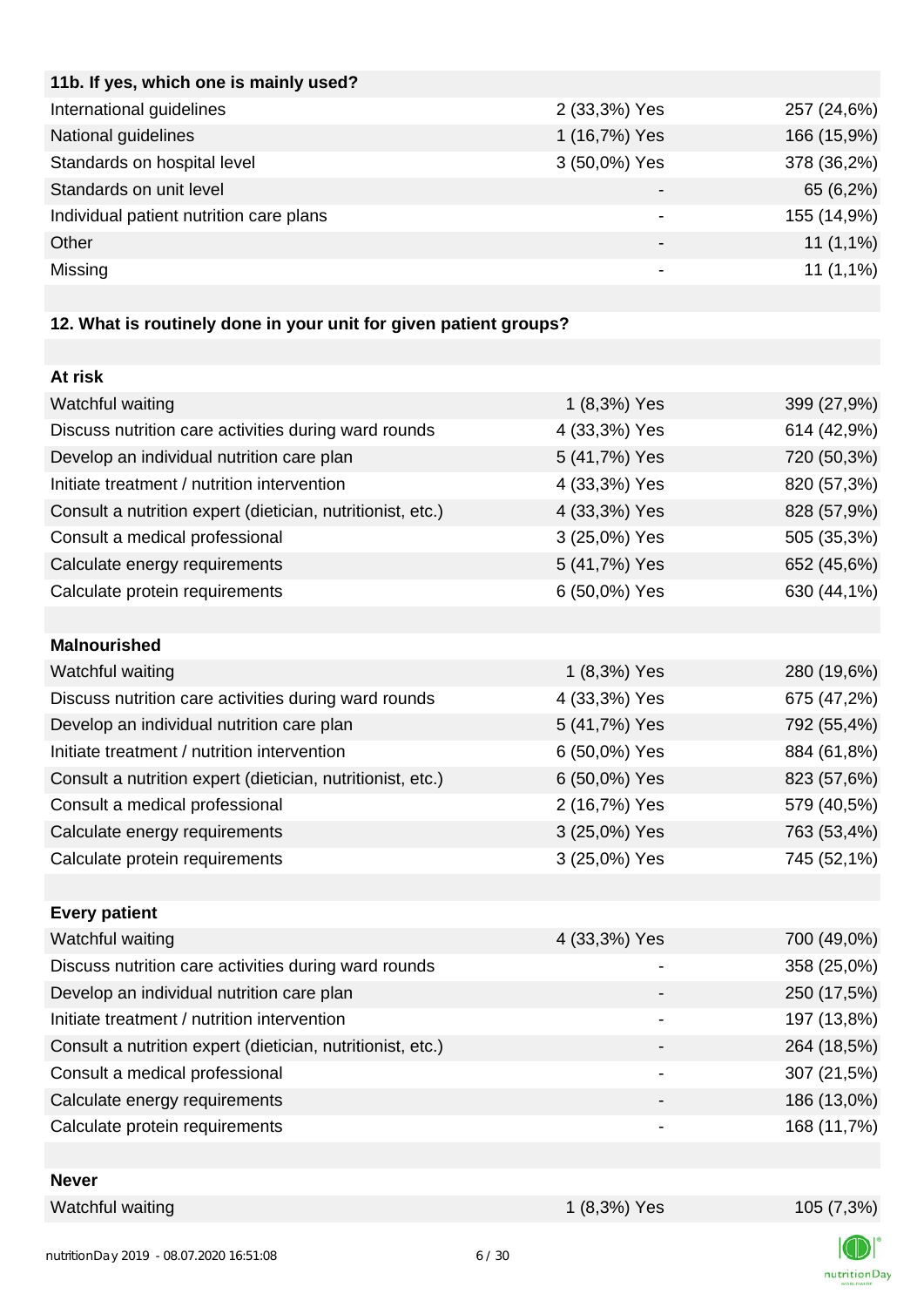| 11b. If yes, which one is mainly used? | | |
|---|---|---|
| International guidelines | 2 (33,3%) Yes | 257 (24,6%) |
| National guidelines | 1 (16,7%) Yes | 166 (15,9%) |
| Standards on hospital level | 3 (50,0%) Yes | 378 (36,2%) |
| Standards on unit level | - | 65 (6,2%) |
| Individual patient nutrition care plans | - | 155 (14,9%) |
| Other | - | 11 (1,1%) |
| Missing | - | 11 (1,1%) |

### 12. What is routinely done in your unit for given patient groups?

| At risk | | |
|---|---|---|
| Watchful waiting | 1 (8,3%) Yes | 399 (27,9%) |
| Discuss nutrition care activities during ward rounds | 4 (33,3%) Yes | 614 (42,9%) |
| Develop an individual nutrition care plan | 5 (41,7%) Yes | 720 (50,3%) |
| Initiate treatment / nutrition intervention | 4 (33,3%) Yes | 820 (57,3%) |
| Consult a nutrition expert (dietician, nutritionist, etc.) | 4 (33,3%) Yes | 828 (57,9%) |
| Consult a medical professional | 3 (25,0%) Yes | 505 (35,3%) |
| Calculate energy requirements | 5 (41,7%) Yes | 652 (45,6%) |
| Calculate protein requirements | 6 (50,0%) Yes | 630 (44,1%) |

| Malnourished | | |
|---|---|---|
| Watchful waiting | 1 (8,3%) Yes | 280 (19,6%) |
| Discuss nutrition care activities during ward rounds | 4 (33,3%) Yes | 675 (47,2%) |
| Develop an individual nutrition care plan | 5 (41,7%) Yes | 792 (55,4%) |
| Initiate treatment / nutrition intervention | 6 (50,0%) Yes | 884 (61,8%) |
| Consult a nutrition expert (dietician, nutritionist, etc.) | 6 (50,0%) Yes | 823 (57,6%) |
| Consult a medical professional | 2 (16,7%) Yes | 579 (40,5%) |
| Calculate energy requirements | 3 (25,0%) Yes | 763 (53,4%) |
| Calculate protein requirements | 3 (25,0%) Yes | 745 (52,1%) |

| Every patient | | |
|---|---|---|
| Watchful waiting | 4 (33,3%) Yes | 700 (49,0%) |
| Discuss nutrition care activities during ward rounds | - | 358 (25,0%) |
| Develop an individual nutrition care plan | - | 250 (17,5%) |
| Initiate treatment / nutrition intervention | - | 197 (13,8%) |
| Consult a nutrition expert (dietician, nutritionist, etc.) | - | 264 (18,5%) |
| Consult a medical professional | - | 307 (21,5%) |
| Calculate energy requirements | - | 186 (13,0%) |
| Calculate protein requirements | - | 168 (11,7%) |

| Never | | |
|---|---|---|
| Watchful waiting | 1 (8,3%) Yes | 105 (7,3%) |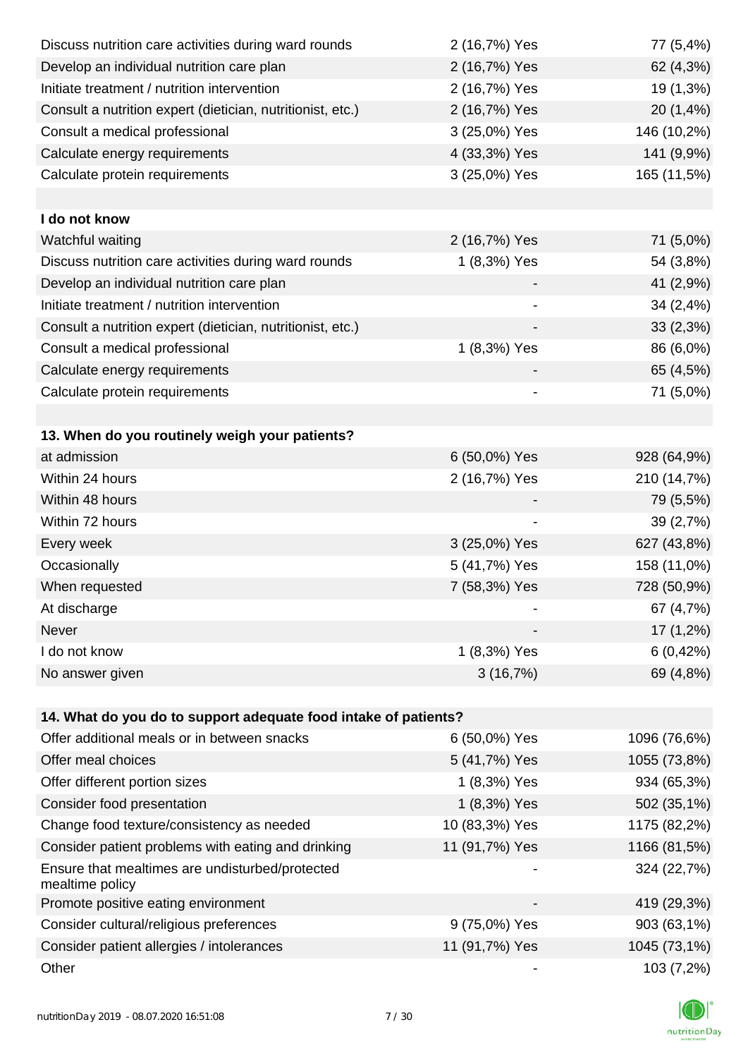| | | |
|---|---|---|
| Discuss nutrition care activities during ward rounds | 2 (16,7%) Yes | 77 (5,4%) |
| Develop an individual nutrition care plan | 2 (16,7%) Yes | 62 (4,3%) |
| Initiate treatment / nutrition intervention | 2 (16,7%) Yes | 19 (1,3%) |
| Consult a nutrition expert (dietician, nutritionist, etc.) | 2 (16,7%) Yes | 20 (1,4%) |
| Consult a medical professional | 3 (25,0%) Yes | 146 (10,2%) |
| Calculate energy requirements | 4 (33,3%) Yes | 141 (9,9%) |
| Calculate protein requirements | 3 (25,0%) Yes | 165 (11,5%) |
| | | |
| **I do not know** | | |
| Watchful waiting | 2 (16,7%) Yes | 71 (5,0%) |
| Discuss nutrition care activities during ward rounds | 1 (8,3%) Yes | 54 (3,8%) |
| Develop an individual nutrition care plan | - | 41 (2,9%) |
| Initiate treatment / nutrition intervention | - | 34 (2,4%) |
| Consult a nutrition expert (dietician, nutritionist, etc.) | - | 33 (2,3%) |
| Consult a medical professional | 1 (8,3%) Yes | 86 (6,0%) |
| Calculate energy requirements | - | 65 (4,5%) |
| Calculate protein requirements | - | 71 (5,0%) |

| **13. When do you routinely weigh your patients?** | | |
|---|---|---|
| at admission | 6 (50,0%) Yes | 928 (64,9%) |
| Within 24 hours | 2 (16,7%) Yes | 210 (14,7%) |
| Within 48 hours | - | 79 (5,5%) |
| Within 72 hours | - | 39 (2,7%) |
| Every week | 3 (25,0%) Yes | 627 (43,8%) |
| Occasionally | 5 (41,7%) Yes | 158 (11,0%) |
| When requested | 7 (58,3%) Yes | 728 (50,9%) |
| At discharge | - | 67 (4,7%) |
| Never | - | 17 (1,2%) |
| I do not know | 1 (8,3%) Yes | 6 (0,42%) |
| No answer given | 3 (16,7%) | 69 (4,8%) |

| **14. What do you do to support adequate food intake of patients?** | | |
|---|---|---|
| Offer additional meals or in between snacks | 6 (50,0%) Yes | 1096 (76,6%) |
| Offer meal choices | 5 (41,7%) Yes | 1055 (73,8%) |
| Offer different portion sizes | 1 (8,3%) Yes | 934 (65,3%) |
| Consider food presentation | 1 (8,3%) Yes | 502 (35,1%) |
| Change food texture/consistency as needed | 10 (83,3%) Yes | 1175 (82,2%) |
| Consider patient problems with eating and drinking | 11 (91,7%) Yes | 1166 (81,5%) |
| Ensure that mealtimes are undisturbed/protected mealtime policy | - | 324 (22,7%) |
| Promote positive eating environment | - | 419 (29,3%) |
| Consider cultural/religious preferences | 9 (75,0%) Yes | 903 (63,1%) |
| Consider patient allergies / intolerances | 11 (91,7%) Yes | 1045 (73,1%) |
| Other | - | 103 (7,2%) |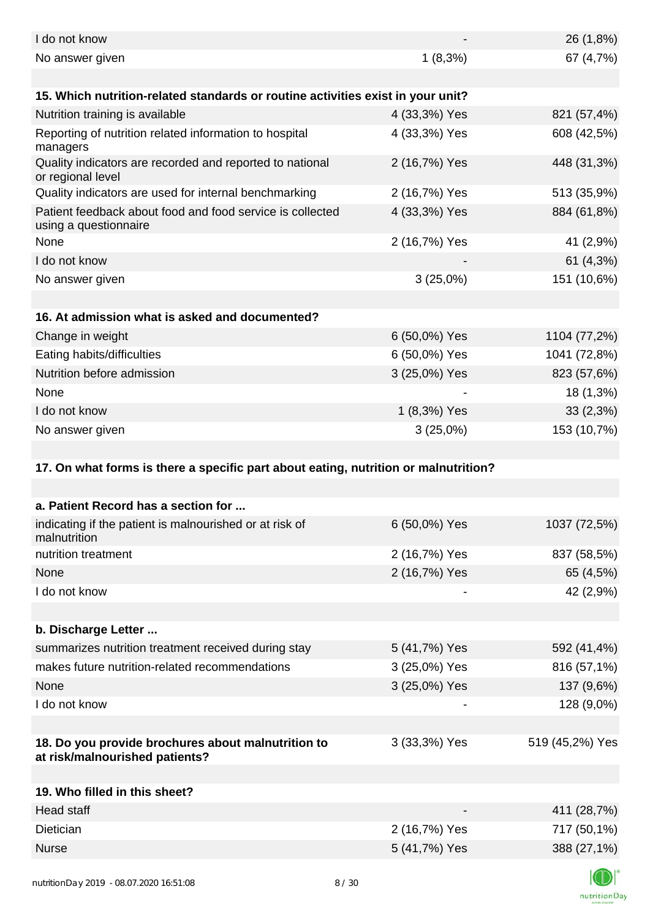| | | |
|---|---|---|
| I do not know | - | 26 (1,8%) |
| No answer given | 1 (8,3%) | 67 (4,7%) |

| 15. Which nutrition-related standards or routine activities exist in your unit? | | |
|---|---|---|
| Nutrition training is available | 4 (33,3%) Yes | 821 (57,4%) |
| Reporting of nutrition related information to hospital managers | 4 (33,3%) Yes | 608 (42,5%) |
| Quality indicators are recorded and reported to national or regional level | 2 (16,7%) Yes | 448 (31,3%) |
| Quality indicators are used for internal benchmarking | 2 (16,7%) Yes | 513 (35,9%) |
| Patient feedback about food and food service is collected using a questionnaire | 4 (33,3%) Yes | 884 (61,8%) |
| None | 2 (16,7%) Yes | 41 (2,9%) |
| I do not know | - | 61 (4,3%) |
| No answer given | 3 (25,0%) | 151 (10,6%) |

| 16. At admission what is asked and documented? | | |
|---|---|---|
| Change in weight | 6 (50,0%) Yes | 1104 (77,2%) |
| Eating habits/difficulties | 6 (50,0%) Yes | 1041 (72,8%) |
| Nutrition before admission | 3 (25,0%) Yes | 823 (57,6%) |
| None | - | 18 (1,3%) |
| I do not know | 1 (8,3%) Yes | 33 (2,3%) |
| No answer given | 3 (25,0%) | 153 (10,7%) |

**17. On what forms is there a specific part about eating, nutrition or malnutrition?**

| a. Patient Record has a section for ... | | |
|---|---|---|
| indicating if the patient is malnourished or at risk of malnutrition | 6 (50,0%) Yes | 1037 (72,5%) |
| nutrition treatment | 2 (16,7%) Yes | 837 (58,5%) |
| None | 2 (16,7%) Yes | 65 (4,5%) |
| I do not know | - | 42 (2,9%) |

| b. Discharge Letter ... | | |
|---|---|---|
| summarizes nutrition treatment received during stay | 5 (41,7%) Yes | 592 (41,4%) |
| makes future nutrition-related recommendations | 3 (25,0%) Yes | 816 (57,1%) |
| None | 3 (25,0%) Yes | 137 (9,6%) |
| I do not know | - | 128 (9,0%) |

| | | |
|---|---|---|
| **18. Do you provide brochures about malnutrition to at risk/malnourished patients?** | 3 (33,3%) Yes | 519 (45,2%) Yes |

| 19. Who filled in this sheet? | | |
|---|---|---|
| Head staff | - | 411 (28,7%) |
| Dietician | 2 (16,7%) Yes | 717 (50,1%) |
| Nurse | 5 (41,7%) Yes | 388 (27,1%) |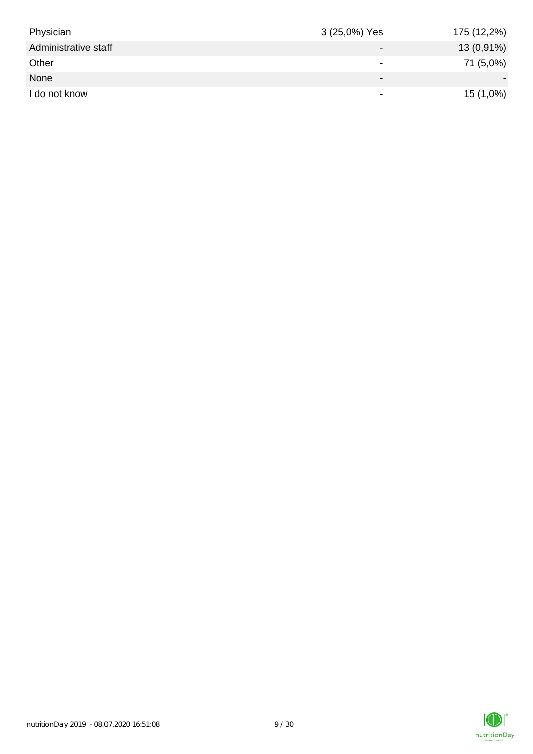| | | |
|---|---|---|
| Physician | 3 (25,0%) Yes | 175 (12,2%) |
| Administrative staff | - | 13 (0,91%) |
| Other | - | 71 (5,0%) |
| None | - | - |
| I do not know | - | 15 (1,0%) |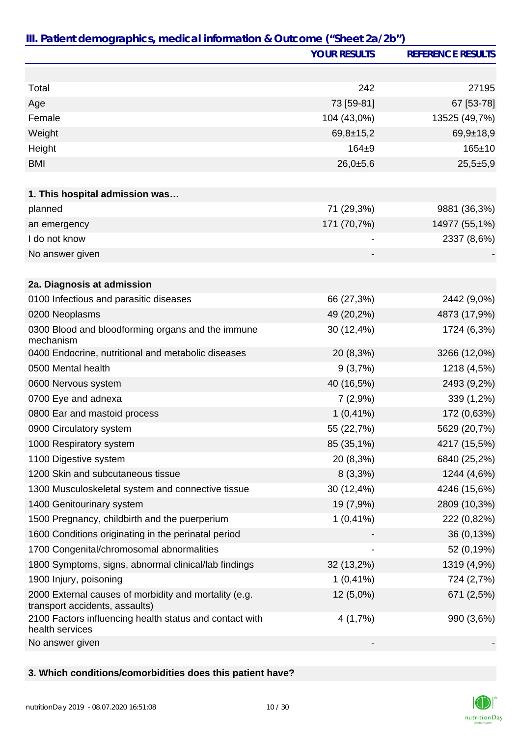## III. Patient demographics, medical information & Outcome ("Sheet 2a/2b")

| | YOUR RESULTS | REFERENCE RESULTS |
|---|---|---|
| Total | 242 | 27195 |
| Age | 73 [59-81] | 67 [53-78] |
| Female | 104 (43,0%) | 13525 (49,7%) |
| Weight | 69,8±15,2 | 69,9±18,9 |
| Height | 164±9 | 165±10 |
| BMI | 26,0±5,6 | 25,5±5,9 |
| **1. This hospital admission was…** | | |
| planned | 71 (29,3%) | 9881 (36,3%) |
| an emergency | 171 (70,7%) | 14977 (55,1%) |
| I do not know | - | 2337 (8,6%) |
| No answer given | - | - |
| **2a. Diagnosis at admission** | | |
| 0100 Infectious and parasitic diseases | 66 (27,3%) | 2442 (9,0%) |
| 0200 Neoplasms | 49 (20,2%) | 4873 (17,9%) |
| 0300 Blood and bloodforming organs and the immune mechanism | 30 (12,4%) | 1724 (6,3%) |
| 0400 Endocrine, nutritional and metabolic diseases | 20 (8,3%) | 3266 (12,0%) |
| 0500 Mental health | 9 (3,7%) | 1218 (4,5%) |
| 0600 Nervous system | 40 (16,5%) | 2493 (9,2%) |
| 0700 Eye and adnexa | 7 (2,9%) | 339 (1,2%) |
| 0800 Ear and mastoid process | 1 (0,41%) | 172 (0,63%) |
| 0900 Circulatory system | 55 (22,7%) | 5629 (20,7%) |
| 1000 Respiratory system | 85 (35,1%) | 4217 (15,5%) |
| 1100 Digestive system | 20 (8,3%) | 6840 (25,2%) |
| 1200 Skin and subcutaneous tissue | 8 (3,3%) | 1244 (4,6%) |
| 1300 Musculoskeletal system and connective tissue | 30 (12,4%) | 4246 (15,6%) |
| 1400 Genitourinary system | 19 (7,9%) | 2809 (10,3%) |
| 1500 Pregnancy, childbirth and the puerperium | 1 (0,41%) | 222 (0,82%) |
| 1600 Conditions originating in the perinatal period | - | 36 (0,13%) |
| 1700 Congenital/chromosomal abnormalities | - | 52 (0,19%) |
| 1800 Symptoms, signs, abnormal clinical/lab findings | 32 (13,2%) | 1319 (4,9%) |
| 1900 Injury, poisoning | 1 (0,41%) | 724 (2,7%) |
| 2000 External causes of morbidity and mortality (e.g. transport accidents, assaults) | 12 (5,0%) | 671 (2,5%) |
| 2100 Factors influencing health status and contact with health services | 4 (1,7%) | 990 (3,6%) |
| No answer given | - | - |

**3. Which conditions/comorbidities does this patient have?**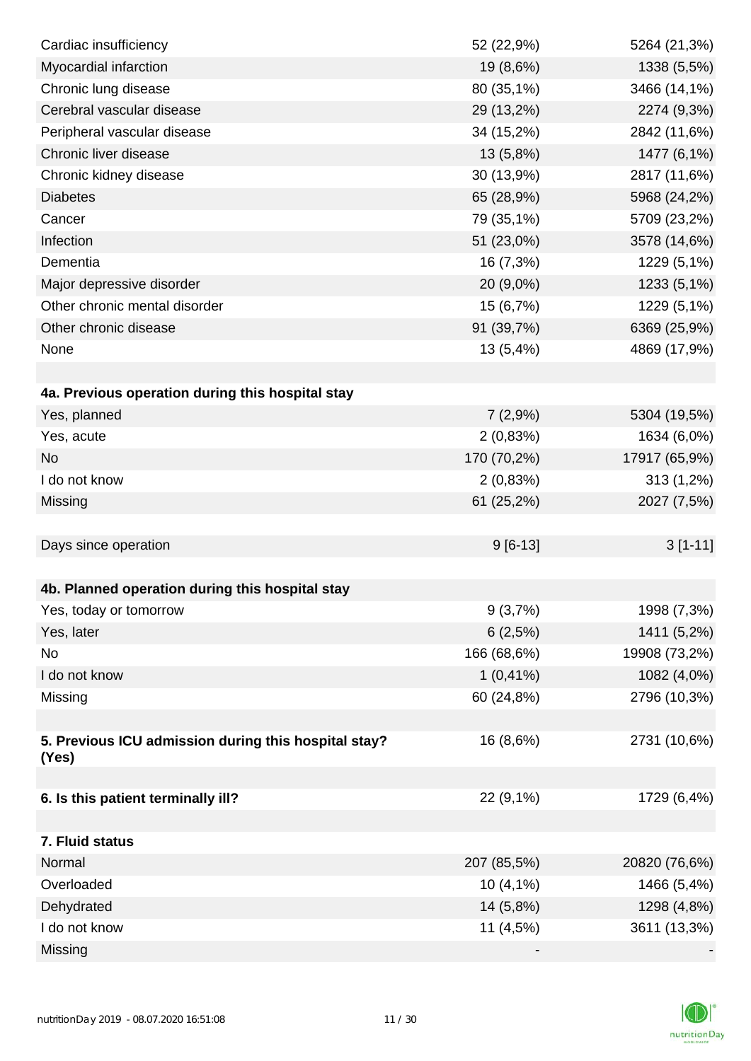| | | |
|---|---|---|
| Cardiac insufficiency | 52 (22,9%) | 5264 (21,3%) |
| Myocardial infarction | 19 (8,6%) | 1338 (5,5%) |
| Chronic lung disease | 80 (35,1%) | 3466 (14,1%) |
| Cerebral vascular disease | 29 (13,2%) | 2274 (9,3%) |
| Peripheral vascular disease | 34 (15,2%) | 2842 (11,6%) |
| Chronic liver disease | 13 (5,8%) | 1477 (6,1%) |
| Chronic kidney disease | 30 (13,9%) | 2817 (11,6%) |
| Diabetes | 65 (28,9%) | 5968 (24,2%) |
| Cancer | 79 (35,1%) | 5709 (23,2%) |
| Infection | 51 (23,0%) | 3578 (14,6%) |
| Dementia | 16 (7,3%) | 1229 (5,1%) |
| Major depressive disorder | 20 (9,0%) | 1233 (5,1%) |
| Other chronic mental disorder | 15 (6,7%) | 1229 (5,1%) |
| Other chronic disease | 91 (39,7%) | 6369 (25,9%) |
| None | 13 (5,4%) | 4869 (17,9%) |
| | | |
| **4a. Previous operation during this hospital stay** | | |
| Yes, planned | 7 (2,9%) | 5304 (19,5%) |
| Yes, acute | 2 (0,83%) | 1634 (6,0%) |
| No | 170 (70,2%) | 17917 (65,9%) |
| I do not know | 2 (0,83%) | 313 (1,2%) |
| Missing | 61 (25,2%) | 2027 (7,5%) |
| | | |
| Days since operation | 9 [6-13] | 3 [1-11] |
| | | |
| **4b. Planned operation during this hospital stay** | | |
| Yes, today or tomorrow | 9 (3,7%) | 1998 (7,3%) |
| Yes, later | 6 (2,5%) | 1411 (5,2%) |
| No | 166 (68,6%) | 19908 (73,2%) |
| I do not know | 1 (0,41%) | 1082 (4,0%) |
| Missing | 60 (24,8%) | 2796 (10,3%) |
| | | |
| **5. Previous ICU admission during this hospital stay? (Yes)** | 16 (8,6%) | 2731 (10,6%) |
| | | |
| **6. Is this patient terminally ill?** | 22 (9,1%) | 1729 (6,4%) |
| | | |
| **7. Fluid status** | | |
| Normal | 207 (85,5%) | 20820 (76,6%) |
| Overloaded | 10 (4,1%) | 1466 (5,4%) |
| Dehydrated | 14 (5,8%) | 1298 (4,8%) |
| I do not know | 11 (4,5%) | 3611 (13,3%) |
| Missing | - | - |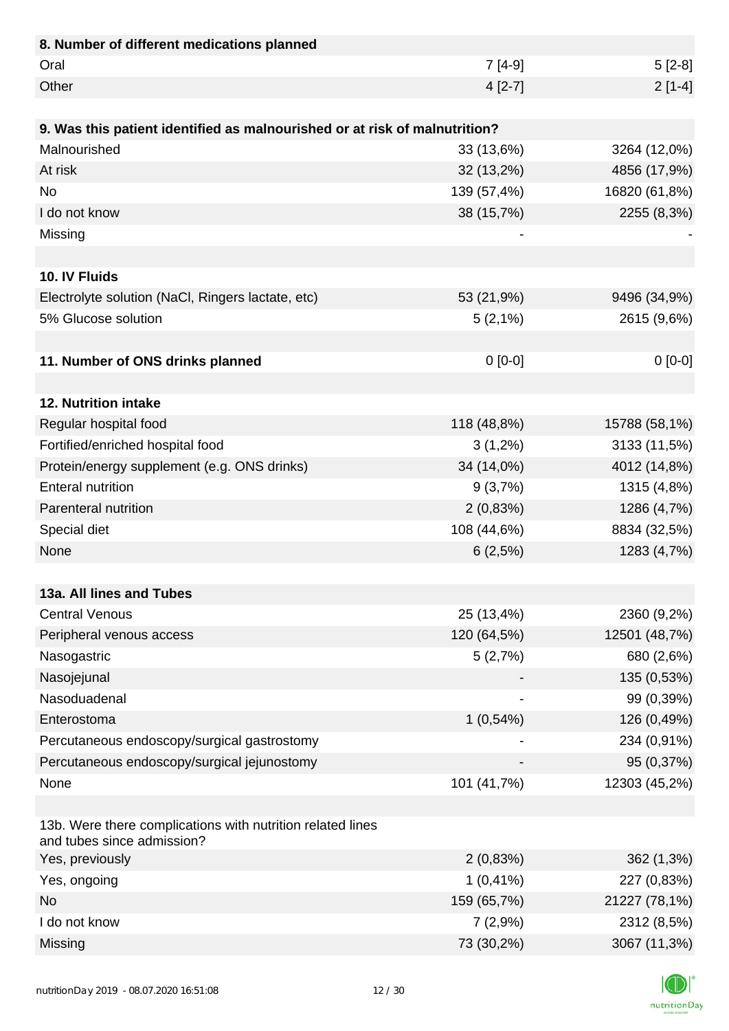| 8. Number of different medications planned | | |
|---|---|---|
| Oral | 7 [4-9] | 5 [2-8] |
| Other | 4 [2-7] | 2 [1-4] |

| 9. Was this patient identified as malnourished or at risk of malnutrition? | | |
|---|---|---|
| Malnourished | 33 (13,6%) | 3264 (12,0%) |
| At risk | 32 (13,2%) | 4856 (17,9%) |
| No | 139 (57,4%) | 16820 (61,8%) |
| I do not know | 38 (15,7%) | 2255 (8,3%) |
| Missing | - | - |

| 10. IV Fluids | | |
|---|---|---|
| Electrolyte solution (NaCl, Ringers lactate, etc) | 53 (21,9%) | 9496 (34,9%) |
| 5% Glucose solution | 5 (2,1%) | 2615 (9,6%) |

| 11. Number of ONS drinks planned | 0 [0-0] | 0 [0-0] |
|---|---|---|

| 12. Nutrition intake | | |
|---|---|---|
| Regular hospital food | 118 (48,8%) | 15788 (58,1%) |
| Fortified/enriched hospital food | 3 (1,2%) | 3133 (11,5%) |
| Protein/energy supplement (e.g. ONS drinks) | 34 (14,0%) | 4012 (14,8%) |
| Enteral nutrition | 9 (3,7%) | 1315 (4,8%) |
| Parenteral nutrition | 2 (0,83%) | 1286 (4,7%) |
| Special diet | 108 (44,6%) | 8834 (32,5%) |
| None | 6 (2,5%) | 1283 (4,7%) |

| 13a. All lines and Tubes | | |
|---|---|---|
| Central Venous | 25 (13,4%) | 2360 (9,2%) |
| Peripheral venous access | 120 (64,5%) | 12501 (48,7%) |
| Nasogastric | 5 (2,7%) | 680 (2,6%) |
| Nasojejunal | - | 135 (0,53%) |
| Nasoduadenal | - | 99 (0,39%) |
| Enterostoma | 1 (0,54%) | 126 (0,49%) |
| Percutaneous endoscopy/surgical gastrostomy | - | 234 (0,91%) |
| Percutaneous endoscopy/surgical jejunostomy | - | 95 (0,37%) |
| None | 101 (41,7%) | 12303 (45,2%) |

| 13b. Were there complications with nutrition related lines and tubes since admission? | | |
|---|---|---|
| Yes, previously | 2 (0,83%) | 362 (1,3%) |
| Yes, ongoing | 1 (0,41%) | 227 (0,83%) |
| No | 159 (65,7%) | 21227 (78,1%) |
| I do not know | 7 (2,9%) | 2312 (8,5%) |
| Missing | 73 (30,2%) | 3067 (11,3%) |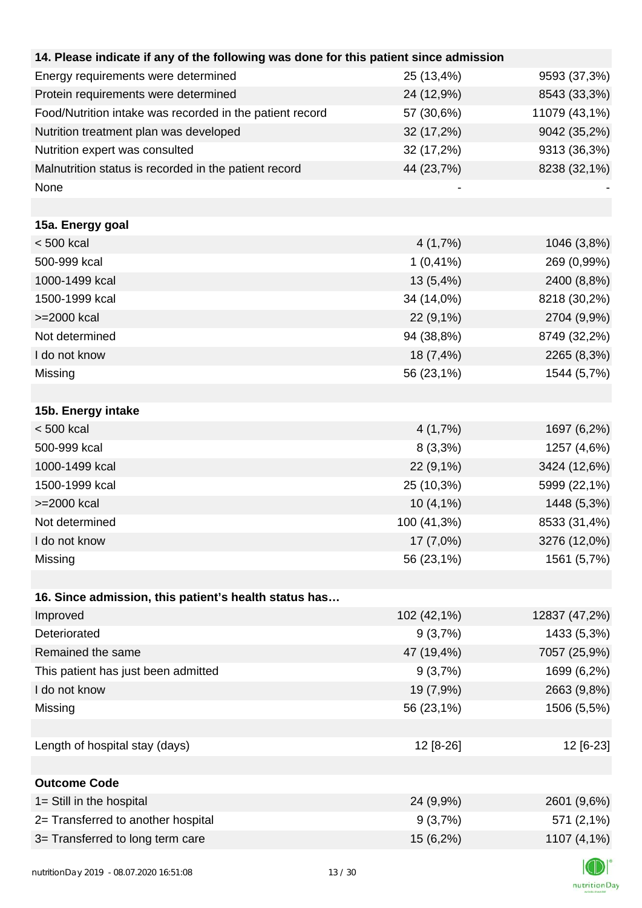| 14. Please indicate if any of the following was done for this patient since admission | | |
|---|---|---|
| Energy requirements were determined | 25 (13,4%) | 9593 (37,3%) |
| Protein requirements were determined | 24 (12,9%) | 8543 (33,3%) |
| Food/Nutrition intake was recorded in the patient record | 57 (30,6%) | 11079 (43,1%) |
| Nutrition treatment plan was developed | 32 (17,2%) | 9042 (35,2%) |
| Nutrition expert was consulted | 32 (17,2%) | 9313 (36,3%) |
| Malnutrition status is recorded in the patient record | 44 (23,7%) | 8238 (32,1%) |
| None | - | - |
| | | |
| **15a. Energy goal** | | |
| < 500 kcal | 4 (1,7%) | 1046 (3,8%) |
| 500-999 kcal | 1 (0,41%) | 269 (0,99%) |
| 1000-1499 kcal | 13 (5,4%) | 2400 (8,8%) |
| 1500-1999 kcal | 34 (14,0%) | 8218 (30,2%) |
| >=2000 kcal | 22 (9,1%) | 2704 (9,9%) |
| Not determined | 94 (38,8%) | 8749 (32,2%) |
| I do not know | 18 (7,4%) | 2265 (8,3%) |
| Missing | 56 (23,1%) | 1544 (5,7%) |
| | | |
| **15b. Energy intake** | | |
| < 500 kcal | 4 (1,7%) | 1697 (6,2%) |
| 500-999 kcal | 8 (3,3%) | 1257 (4,6%) |
| 1000-1499 kcal | 22 (9,1%) | 3424 (12,6%) |
| 1500-1999 kcal | 25 (10,3%) | 5999 (22,1%) |
| >=2000 kcal | 10 (4,1%) | 1448 (5,3%) |
| Not determined | 100 (41,3%) | 8533 (31,4%) |
| I do not know | 17 (7,0%) | 3276 (12,0%) |
| Missing | 56 (23,1%) | 1561 (5,7%) |
| | | |
| **16. Since admission, this patient's health status has…** | | |
| Improved | 102 (42,1%) | 12837 (47,2%) |
| Deteriorated | 9 (3,7%) | 1433 (5,3%) |
| Remained the same | 47 (19,4%) | 7057 (25,9%) |
| This patient has just been admitted | 9 (3,7%) | 1699 (6,2%) |
| I do not know | 19 (7,9%) | 2663 (9,8%) |
| Missing | 56 (23,1%) | 1506 (5,5%) |
| | | |
| Length of hospital stay (days) | 12 [8-26] | 12 [6-23] |
| | | |
| **Outcome Code** | | |
| 1= Still in the hospital | 24 (9,9%) | 2601 (9,6%) |
| 2= Transferred to another hospital | 9 (3,7%) | 571 (2,1%) |
| 3= Transferred to long term care | 15 (6,2%) | 1107 (4,1%) |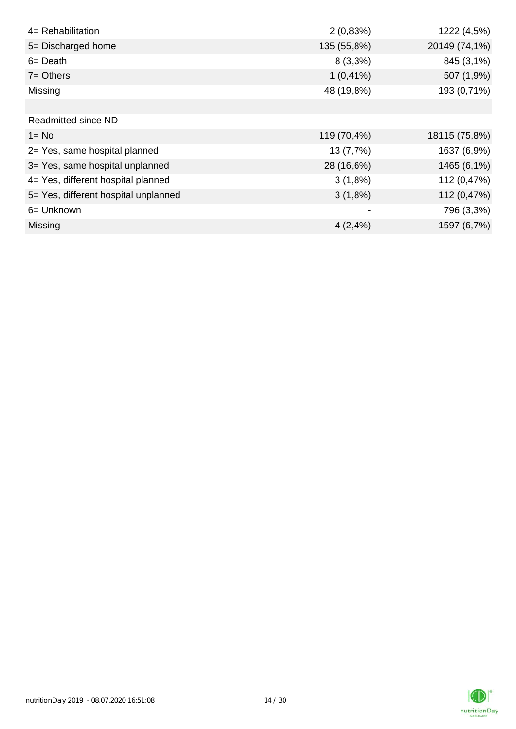| | | |
|---|---|---|
| 4= Rehabilitation | 2 (0,83%) | 1222 (4,5%) |
| 5= Discharged home | 135 (55,8%) | 20149 (74,1%) |
| 6= Death | 8 (3,3%) | 845 (3,1%) |
| 7= Others | 1 (0,41%) | 507 (1,9%) |
| Missing | 48 (19,8%) | 193 (0,71%) |
| | | |
| Readmitted since ND | | |
| 1= No | 119 (70,4%) | 18115 (75,8%) |
| 2= Yes, same hospital planned | 13 (7,7%) | 1637 (6,9%) |
| 3= Yes, same hospital unplanned | 28 (16,6%) | 1465 (6,1%) |
| 4= Yes, different hospital planned | 3 (1,8%) | 112 (0,47%) |
| 5= Yes, different hospital unplanned | 3 (1,8%) | 112 (0,47%) |
| 6= Unknown | - | 796 (3,3%) |
| Missing | 4 (2,4%) | 1597 (6,7%) |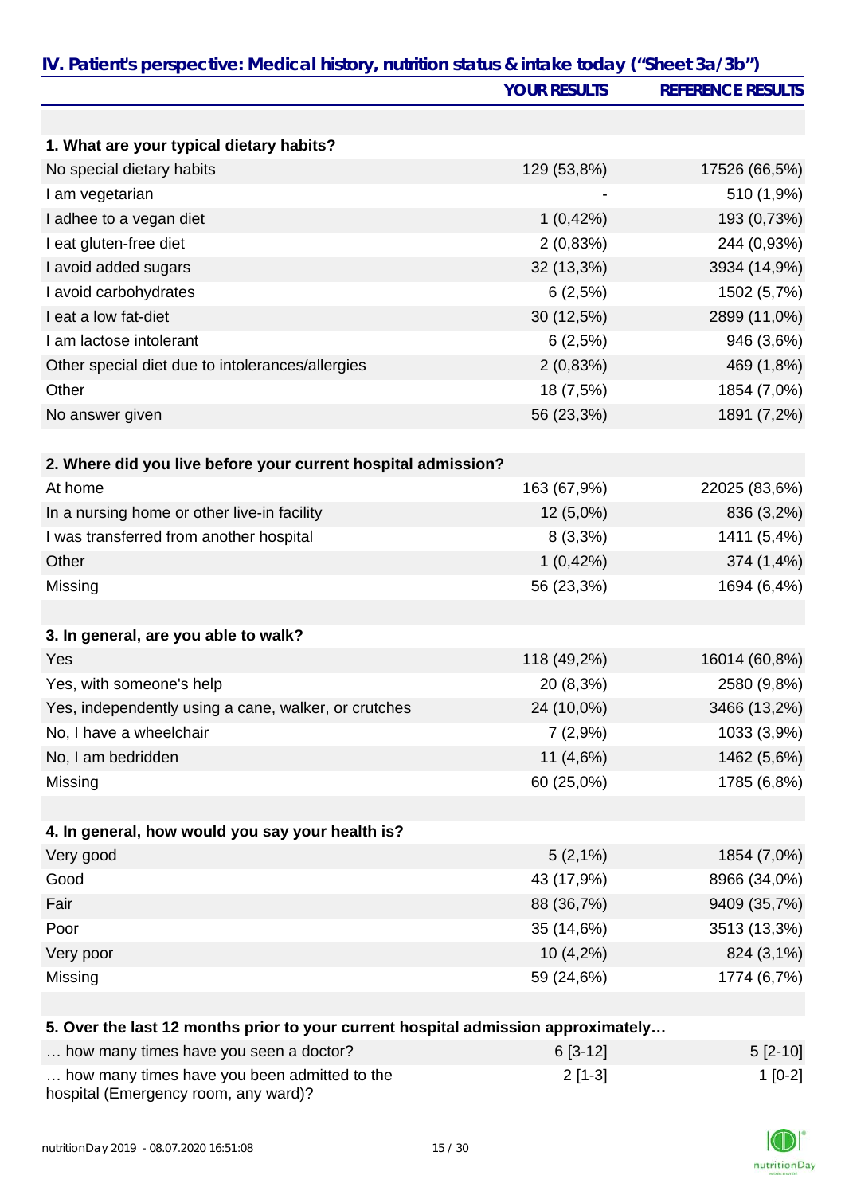## IV. Patient's perspective: Medical history, nutrition status & intake today ("Sheet 3a/3b")

| | YOUR RESULTS | REFERENCE RESULTS |
|---|---|---|
| **1. What are your typical dietary habits?** | | |
| No special dietary habits | 129 (53,8%) | 17526 (66,5%) |
| I am vegetarian | - | 510 (1,9%) |
| I adhee to a vegan diet | 1 (0,42%) | 193 (0,73%) |
| I eat gluten-free diet | 2 (0,83%) | 244 (0,93%) |
| I avoid added sugars | 32 (13,3%) | 3934 (14,9%) |
| I avoid carbohydrates | 6 (2,5%) | 1502 (5,7%) |
| I eat a low fat-diet | 30 (12,5%) | 2899 (11,0%) |
| I am lactose intolerant | 6 (2,5%) | 946 (3,6%) |
| Other special diet due to intolerances/allergies | 2 (0,83%) | 469 (1,8%) |
| Other | 18 (7,5%) | 1854 (7,0%) |
| No answer given | 56 (23,3%) | 1891 (7,2%) |
| **2. Where did you live before your current hospital admission?** | | |
| At home | 163 (67,9%) | 22025 (83,6%) |
| In a nursing home or other live-in facility | 12 (5,0%) | 836 (3,2%) |
| I was transferred from another hospital | 8 (3,3%) | 1411 (5,4%) |
| Other | 1 (0,42%) | 374 (1,4%) |
| Missing | 56 (23,3%) | 1694 (6,4%) |
| **3. In general, are you able to walk?** | | |
| Yes | 118 (49,2%) | 16014 (60,8%) |
| Yes, with someone's help | 20 (8,3%) | 2580 (9,8%) |
| Yes, independently using a cane, walker, or crutches | 24 (10,0%) | 3466 (13,2%) |
| No, I have a wheelchair | 7 (2,9%) | 1033 (3,9%) |
| No, I am bedridden | 11 (4,6%) | 1462 (5,6%) |
| Missing | 60 (25,0%) | 1785 (6,8%) |
| **4. In general, how would you say your health is?** | | |
| Very good | 5 (2,1%) | 1854 (7,0%) |
| Good | 43 (17,9%) | 8966 (34,0%) |
| Fair | 88 (36,7%) | 9409 (35,7%) |
| Poor | 35 (14,6%) | 3513 (13,3%) |
| Very poor | 10 (4,2%) | 824 (3,1%) |
| Missing | 59 (24,6%) | 1774 (6,7%) |
| **5. Over the last 12 months prior to your current hospital admission approximately…** | | |
| … how many times have you seen a doctor? | 6 [3-12] | 5 [2-10] |
| … how many times have you been admitted to the hospital (Emergency room, any ward)? | 2 [1-3] | 1 [0-2] |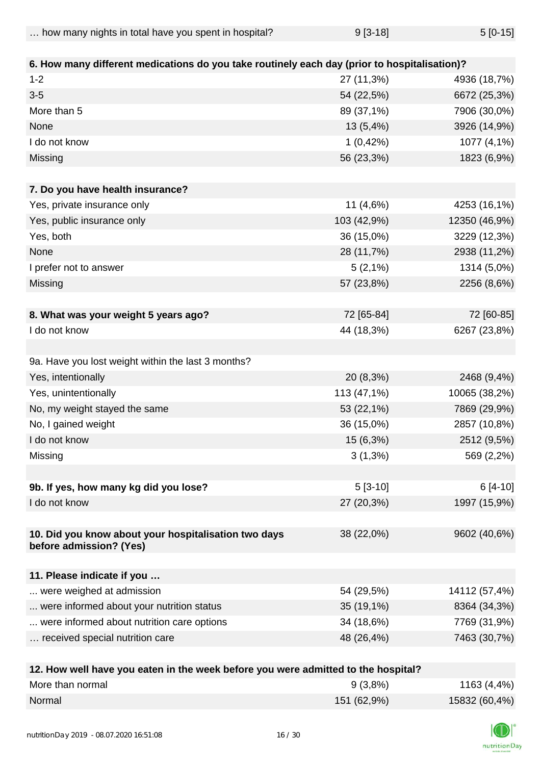| | | |
|---|---|---|
| … how many nights in total have you spent in hospital? | 9 [3-18] | 5 [0-15] |

| **6. How many different medications do you take routinely each day (prior to hospitalisation)?** | | |
|---|---|---|
| 1-2 | 27 (11,3%) | 4936 (18,7%) |
| 3-5 | 54 (22,5%) | 6672 (25,3%) |
| More than 5 | 89 (37,1%) | 7906 (30,0%) |
| None | 13 (5,4%) | 3926 (14,9%) |
| I do not know | 1 (0,42%) | 1077 (4,1%) |
| Missing | 56 (23,3%) | 1823 (6,9%) |

| **7. Do you have health insurance?** | | |
|---|---|---|
| Yes, private insurance only | 11 (4,6%) | 4253 (16,1%) |
| Yes, public insurance only | 103 (42,9%) | 12350 (46,9%) |
| Yes, both | 36 (15,0%) | 3229 (12,3%) |
| None | 28 (11,7%) | 2938 (11,2%) |
| I prefer not to answer | 5 (2,1%) | 1314 (5,0%) |
| Missing | 57 (23,8%) | 2256 (8,6%) |

| **8. What was your weight 5 years ago?** | 72 [65-84] | 72 [60-85] |
|---|---|---|
| I do not know | 44 (18,3%) | 6267 (23,8%) |

| 9a. Have you lost weight within the last 3 months? | | |
|---|---|---|
| Yes, intentionally | 20 (8,3%) | 2468 (9,4%) |
| Yes, unintentionally | 113 (47,1%) | 10065 (38,2%) |
| No, my weight stayed the same | 53 (22,1%) | 7869 (29,9%) |
| No, I gained weight | 36 (15,0%) | 2857 (10,8%) |
| I do not know | 15 (6,3%) | 2512 (9,5%) |
| Missing | 3 (1,3%) | 569 (2,2%) |

| **9b. If yes, how many kg did you lose?** | 5 [3-10] | 6 [4-10] |
|---|---|---|
| I do not know | 27 (20,3%) | 1997 (15,9%) |

| | | |
|---|---|---|
| **10. Did you know about your hospitalisation two days before admission? (Yes)** | 38 (22,0%) | 9602 (40,6%) |

| **11. Please indicate if you …** | | |
|---|---|---|
| ... were weighed at admission | 54 (29,5%) | 14112 (57,4%) |
| ... were informed about your nutrition status | 35 (19,1%) | 8364 (34,3%) |
| ... were informed about nutrition care options | 34 (18,6%) | 7769 (31,9%) |
| … received special nutrition care | 48 (26,4%) | 7463 (30,7%) |

| **12. How well have you eaten in the week before you were admitted to the hospital?** | | |
|---|---|---|
| More than normal | 9 (3,8%) | 1163 (4,4%) |
| Normal | 151 (62,9%) | 15832 (60,4%) |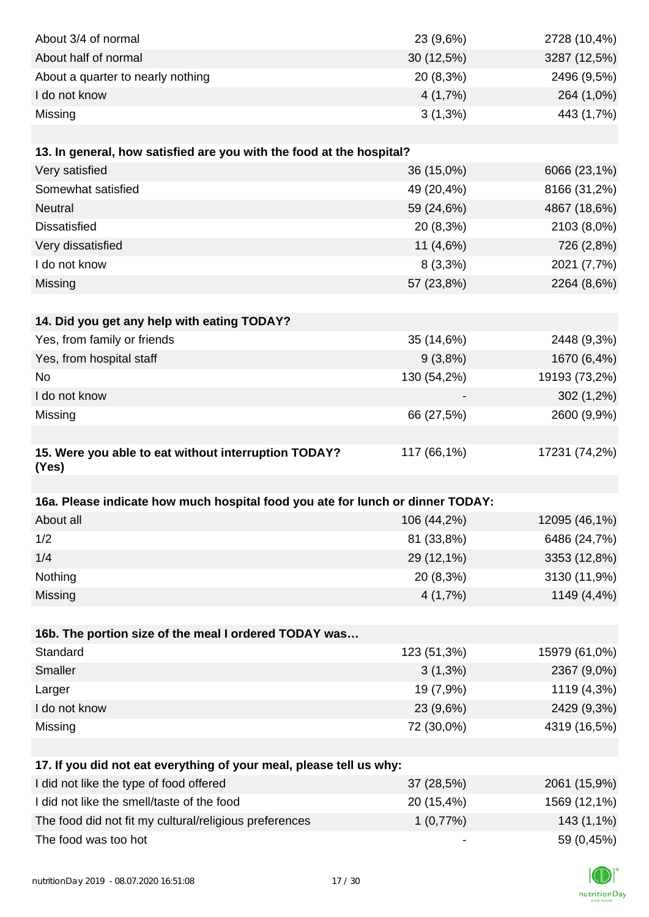| | | |
|---|---|---|
| About 3/4 of normal | 23 (9,6%) | 2728 (10,4%) |
| About half of normal | 30 (12,5%) | 3287 (12,5%) |
| About a quarter to nearly nothing | 20 (8,3%) | 2496 (9,5%) |
| I do not know | 4 (1,7%) | 264 (1,0%) |
| Missing | 3 (1,3%) | 443 (1,7%) |

| **13. In general, how satisfied are you with the food at the hospital?** | | |
|---|---|---|
| Very satisfied | 36 (15,0%) | 6066 (23,1%) |
| Somewhat satisfied | 49 (20,4%) | 8166 (31,2%) |
| Neutral | 59 (24,6%) | 4867 (18,6%) |
| Dissatisfied | 20 (8,3%) | 2103 (8,0%) |
| Very dissatisfied | 11 (4,6%) | 726 (2,8%) |
| I do not know | 8 (3,3%) | 2021 (7,7%) |
| Missing | 57 (23,8%) | 2264 (8,6%) |

| **14. Did you get any help with eating TODAY?** | | |
|---|---|---|
| Yes, from family or friends | 35 (14,6%) | 2448 (9,3%) |
| Yes, from hospital staff | 9 (3,8%) | 1670 (6,4%) |
| No | 130 (54,2%) | 19193 (73,2%) |
| I do not know | - | 302 (1,2%) |
| Missing | 66 (27,5%) | 2600 (9,9%) |

| | | |
|---|---|---|
| **15. Were you able to eat without interruption TODAY? (Yes)** | 117 (66,1%) | 17231 (74,2%) |

| **16a. Please indicate how much hospital food you ate for lunch or dinner TODAY:** | | |
|---|---|---|
| About all | 106 (44,2%) | 12095 (46,1%) |
| 1/2 | 81 (33,8%) | 6486 (24,7%) |
| 1/4 | 29 (12,1%) | 3353 (12,8%) |
| Nothing | 20 (8,3%) | 3130 (11,9%) |
| Missing | 4 (1,7%) | 1149 (4,4%) |

| **16b. The portion size of the meal I ordered TODAY was…** | | |
|---|---|---|
| Standard | 123 (51,3%) | 15979 (61,0%) |
| Smaller | 3 (1,3%) | 2367 (9,0%) |
| Larger | 19 (7,9%) | 1119 (4,3%) |
| I do not know | 23 (9,6%) | 2429 (9,3%) |
| Missing | 72 (30,0%) | 4319 (16,5%) |

| **17. If you did not eat everything of your meal, please tell us why:** | | |
|---|---|---|
| I did not like the type of food offered | 37 (28,5%) | 2061 (15,9%) |
| I did not like the smell/taste of the food | 20 (15,4%) | 1569 (12,1%) |
| The food did not fit my cultural/religious preferences | 1 (0,77%) | 143 (1,1%) |
| The food was too hot | - | 59 (0,45%) |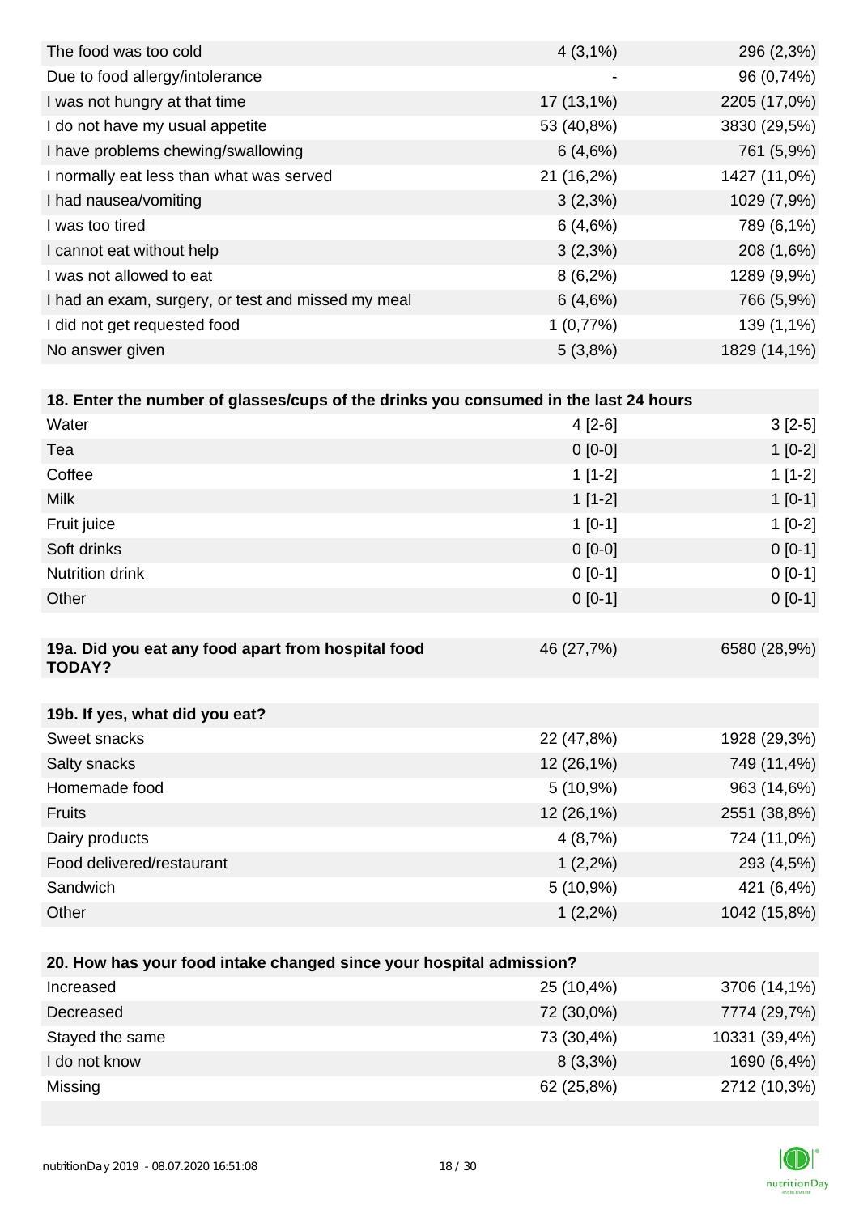| | | |
|---|---|---|
| The food was too cold | 4 (3,1%) | 296 (2,3%) |
| Due to food allergy/intolerance | - | 96 (0,74%) |
| I was not hungry at that time | 17 (13,1%) | 2205 (17,0%) |
| I do not have my usual appetite | 53 (40,8%) | 3830 (29,5%) |
| I have problems chewing/swallowing | 6 (4,6%) | 761 (5,9%) |
| I normally eat less than what was served | 21 (16,2%) | 1427 (11,0%) |
| I had nausea/vomiting | 3 (2,3%) | 1029 (7,9%) |
| I was too tired | 6 (4,6%) | 789 (6,1%) |
| I cannot eat without help | 3 (2,3%) | 208 (1,6%) |
| I was not allowed to eat | 8 (6,2%) | 1289 (9,9%) |
| I had an exam, surgery, or test and missed my meal | 6 (4,6%) | 766 (5,9%) |
| I did not get requested food | 1 (0,77%) | 139 (1,1%) |
| No answer given | 5 (3,8%) | 1829 (14,1%) |

| **18. Enter the number of glasses/cups of the drinks you consumed in the last 24 hours** | | |
|---|---|---|
| Water | 4 [2-6] | 3 [2-5] |
| Tea | 0 [0-0] | 1 [0-2] |
| Coffee | 1 [1-2] | 1 [1-2] |
| Milk | 1 [1-2] | 1 [0-1] |
| Fruit juice | 1 [0-1] | 1 [0-2] |
| Soft drinks | 0 [0-0] | 0 [0-1] |
| Nutrition drink | 0 [0-1] | 0 [0-1] |
| Other | 0 [0-1] | 0 [0-1] |

| **19a. Did you eat any food apart from hospital food TODAY?** | 46 (27,7%) | 6580 (28,9%) |
|---|---|---|

| **19b. If yes, what did you eat?** | | |
|---|---|---|
| Sweet snacks | 22 (47,8%) | 1928 (29,3%) |
| Salty snacks | 12 (26,1%) | 749 (11,4%) |
| Homemade food | 5 (10,9%) | 963 (14,6%) |
| Fruits | 12 (26,1%) | 2551 (38,8%) |
| Dairy products | 4 (8,7%) | 724 (11,0%) |
| Food delivered/restaurant | 1 (2,2%) | 293 (4,5%) |
| Sandwich | 5 (10,9%) | 421 (6,4%) |
| Other | 1 (2,2%) | 1042 (15,8%) |

| **20. How has your food intake changed since your hospital admission?** | | |
|---|---|---|
| Increased | 25 (10,4%) | 3706 (14,1%) |
| Decreased | 72 (30,0%) | 7774 (29,7%) |
| Stayed the same | 73 (30,4%) | 10331 (39,4%) |
| I do not know | 8 (3,3%) | 1690 (6,4%) |
| Missing | 62 (25,8%) | 2712 (10,3%) |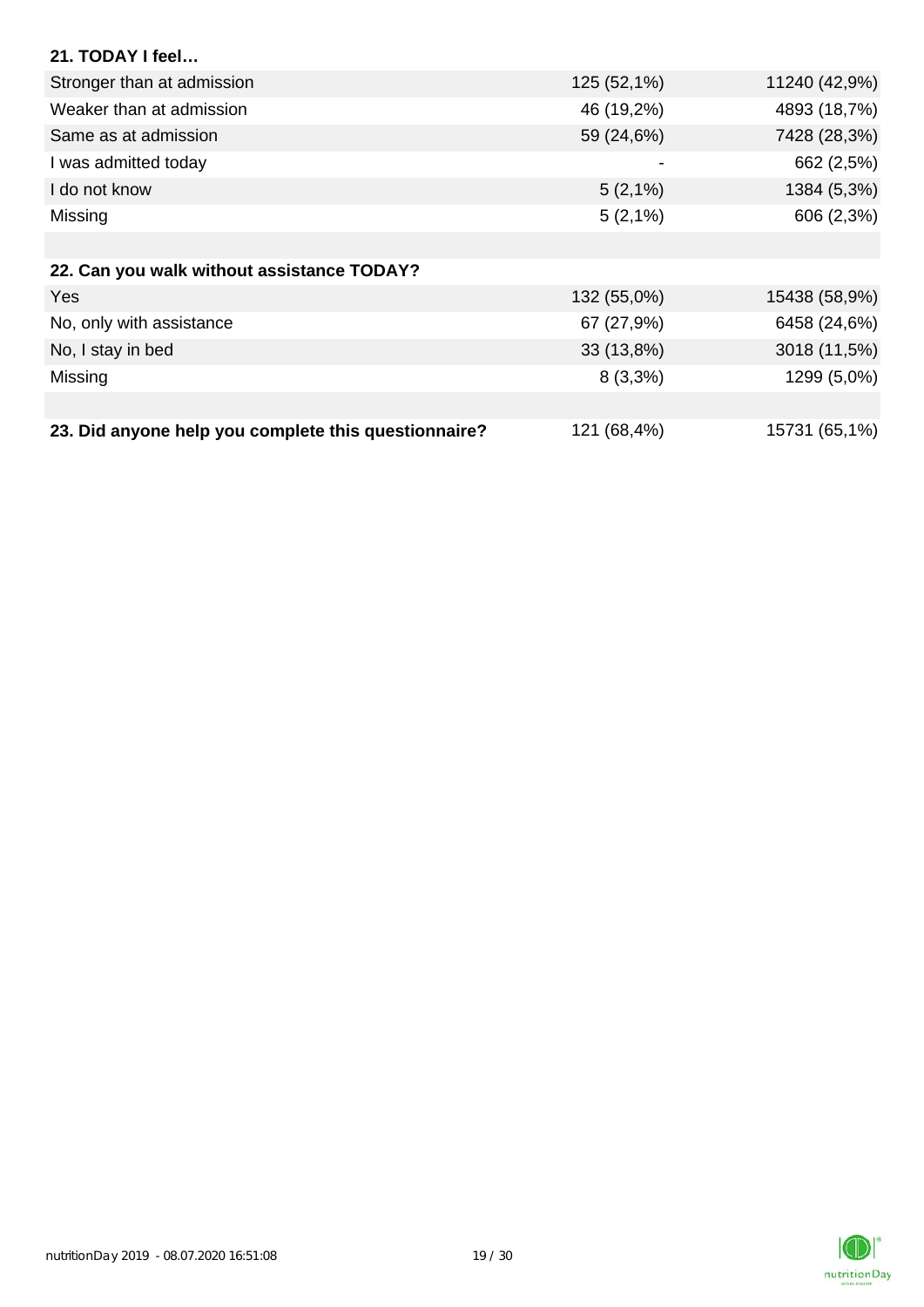| 21. TODAY I feel… | | |
| --- | --- | --- |
| Stronger than at admission | 125 (52,1%) | 11240 (42,9%) |
| Weaker than at admission | 46 (19,2%) | 4893 (18,7%) |
| Same as at admission | 59 (24,6%) | 7428 (28,3%) |
| I was admitted today | - | 662 (2,5%) |
| I do not know | 5 (2,1%) | 1384 (5,3%) |
| Missing | 5 (2,1%) | 606 (2,3%) |

| 22. Can you walk without assistance TODAY? | | |
| --- | --- | --- |
| Yes | 132 (55,0%) | 15438 (58,9%) |
| No, only with assistance | 67 (27,9%) | 6458 (24,6%) |
| No, I stay in bed | 33 (13,8%) | 3018 (11,5%) |
| Missing | 8 (3,3%) | 1299 (5,0%) |

| 23. Did anyone help you complete this questionnaire? | 121 (68,4%) | 15731 (65,1%) |
| --- | --- | --- |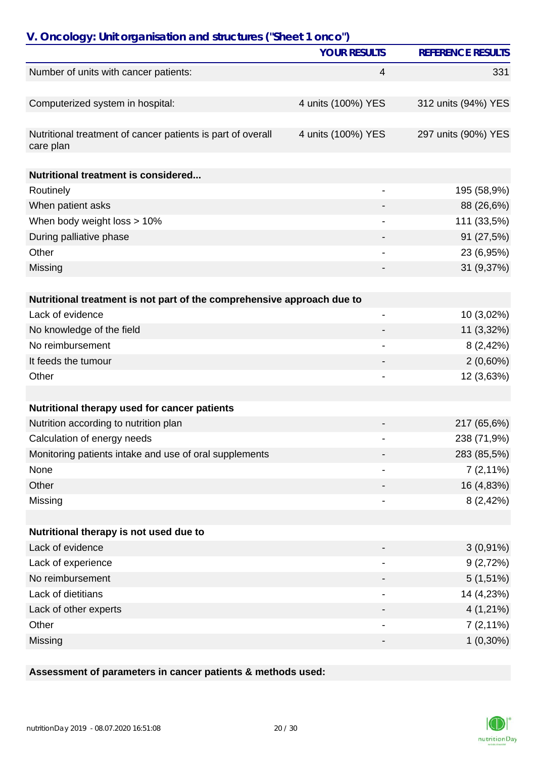## V. Oncology: Unit organisation and structures ("Sheet 1 onco")

| | YOUR RESULTS | REFERENCE RESULTS |
|---|---|---|
| Number of units with cancer patients: | 4 | 331 |
| | | |
| Computerized system in hospital: | 4 units (100%) YES | 312 units (94%) YES |
| | | |
| Nutritional treatment of cancer patients is part of overall care plan | 4 units (100%) YES | 297 units (90%) YES |
| | | |
| **Nutritional treatment is considered...** | | |
| Routinely | - | 195 (58,9%) |
| When patient asks | - | 88 (26,6%) |
| When body weight loss > 10% | - | 111 (33,5%) |
| During palliative phase | - | 91 (27,5%) |
| Other | - | 23 (6,95%) |
| Missing | - | 31 (9,37%) |
| | | |
| **Nutritional treatment is not part of the comprehensive approach due to** | | |
| Lack of evidence | - | 10 (3,02%) |
| No knowledge of the field | - | 11 (3,32%) |
| No reimbursement | - | 8 (2,42%) |
| It feeds the tumour | - | 2 (0,60%) |
| Other | - | 12 (3,63%) |
| | | |
| **Nutritional therapy used for cancer patients** | | |
| Nutrition according to nutrition plan | - | 217 (65,6%) |
| Calculation of energy needs | - | 238 (71,9%) |
| Monitoring patients intake and use of oral supplements | - | 283 (85,5%) |
| None | - | 7 (2,11%) |
| Other | - | 16 (4,83%) |
| Missing | - | 8 (2,42%) |
| | | |
| **Nutritional therapy is not used due to** | | |
| Lack of evidence | - | 3 (0,91%) |
| Lack of experience | - | 9 (2,72%) |
| No reimbursement | - | 5 (1,51%) |
| Lack of dietitians | - | 14 (4,23%) |
| Lack of other experts | - | 4 (1,21%) |
| Other | - | 7 (2,11%) |
| Missing | - | 1 (0,30%) |

**Assessment of parameters in cancer patients & methods used:**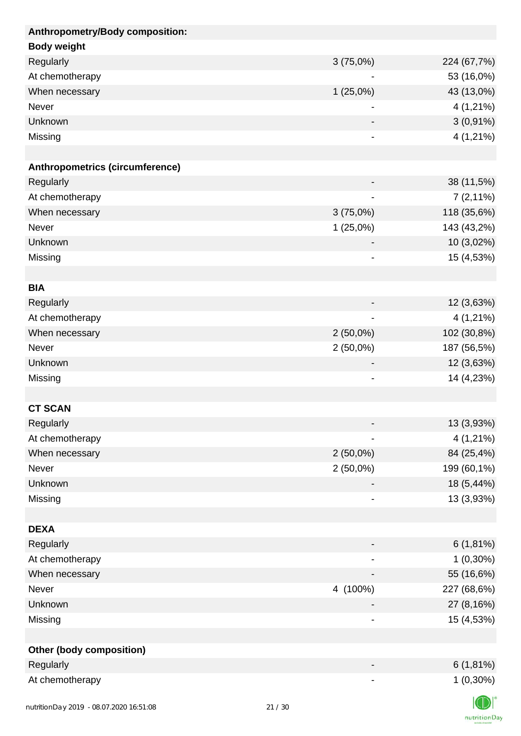| Anthropometry/Body composition: | | |
|---|---|---|
| **Body weight** | | |
| Regularly | 3 (75,0%) | 224 (67,7%) |
| At chemotherapy | - | 53 (16,0%) |
| When necessary | 1 (25,0%) | 43 (13,0%) |
| Never | - | 4 (1,21%) |
| Unknown | - | 3 (0,91%) |
| Missing | - | 4 (1,21%) |
| | | |
| **Anthropometrics (circumference)** | | |
| Regularly | - | 38 (11,5%) |
| At chemotherapy | - | 7 (2,11%) |
| When necessary | 3 (75,0%) | 118 (35,6%) |
| Never | 1 (25,0%) | 143 (43,2%) |
| Unknown | - | 10 (3,02%) |
| Missing | - | 15 (4,53%) |
| | | |
| **BIA** | | |
| Regularly | - | 12 (3,63%) |
| At chemotherapy | - | 4 (1,21%) |
| When necessary | 2 (50,0%) | 102 (30,8%) |
| Never | 2 (50,0%) | 187 (56,5%) |
| Unknown | - | 12 (3,63%) |
| Missing | - | 14 (4,23%) |
| | | |
| **CT SCAN** | | |
| Regularly | - | 13 (3,93%) |
| At chemotherapy | - | 4 (1,21%) |
| When necessary | 2 (50,0%) | 84 (25,4%) |
| Never | 2 (50,0%) | 199 (60,1%) |
| Unknown | - | 18 (5,44%) |
| Missing | - | 13 (3,93%) |
| | | |
| **DEXA** | | |
| Regularly | - | 6 (1,81%) |
| At chemotherapy | - | 1 (0,30%) |
| When necessary | - | 55 (16,6%) |
| Never | 4 (100%) | 227 (68,6%) |
| Unknown | - | 27 (8,16%) |
| Missing | - | 15 (4,53%) |
| | | |
| **Other (body composition)** | | |
| Regularly | - | 6 (1,81%) |
| At chemotherapy | - | 1 (0,30%) |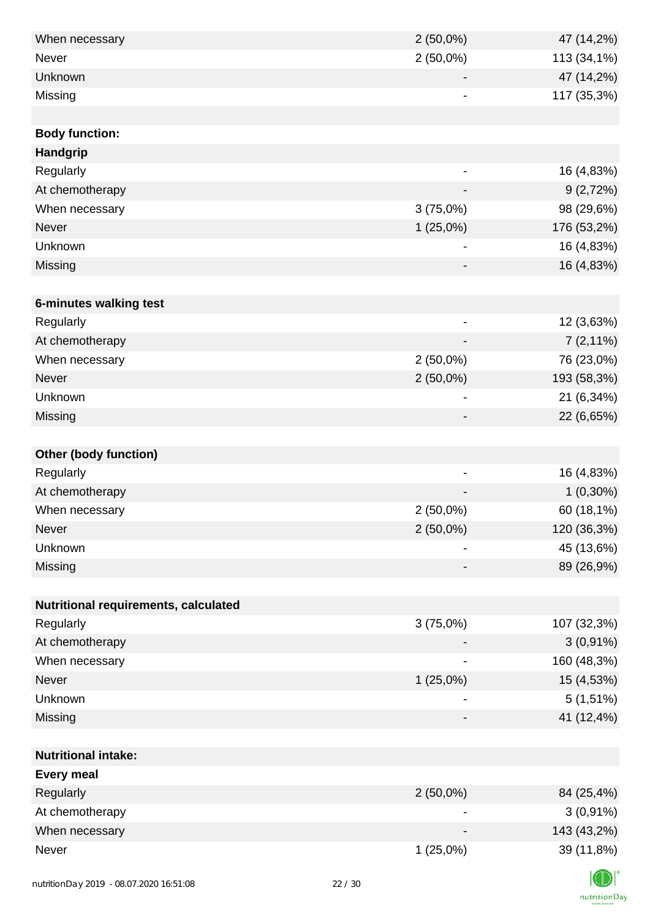| | | |
|---|---|---|
| When necessary | 2 (50,0%) | 47 (14,2%) |
| Never | 2 (50,0%) | 113 (34,1%) |
| Unknown | - | 47 (14,2%) |
| Missing | - | 117 (35,3%) |
| | | |
| **Body function:** | | |
| **Handgrip** | | |
| Regularly | - | 16 (4,83%) |
| At chemotherapy | - | 9 (2,72%) |
| When necessary | 3 (75,0%) | 98 (29,6%) |
| Never | 1 (25,0%) | 176 (53,2%) |
| Unknown | - | 16 (4,83%) |
| Missing | - | 16 (4,83%) |
| | | |
| **6-minutes walking test** | | |
| Regularly | - | 12 (3,63%) |
| At chemotherapy | - | 7 (2,11%) |
| When necessary | 2 (50,0%) | 76 (23,0%) |
| Never | 2 (50,0%) | 193 (58,3%) |
| Unknown | - | 21 (6,34%) |
| Missing | - | 22 (6,65%) |
| | | |
| **Other (body function)** | | |
| Regularly | - | 16 (4,83%) |
| At chemotherapy | - | 1 (0,30%) |
| When necessary | 2 (50,0%) | 60 (18,1%) |
| Never | 2 (50,0%) | 120 (36,3%) |
| Unknown | - | 45 (13,6%) |
| Missing | - | 89 (26,9%) |
| | | |
| **Nutritional requirements, calculated** | | |
| Regularly | 3 (75,0%) | 107 (32,3%) |
| At chemotherapy | - | 3 (0,91%) |
| When necessary | - | 160 (48,3%) |
| Never | 1 (25,0%) | 15 (4,53%) |
| Unknown | - | 5 (1,51%) |
| Missing | - | 41 (12,4%) |
| | | |
| **Nutritional intake:** | | |
| **Every meal** | | |
| Regularly | 2 (50,0%) | 84 (25,4%) |
| At chemotherapy | - | 3 (0,91%) |
| When necessary | - | 143 (43,2%) |
| Never | 1 (25,0%) | 39 (11,8%) |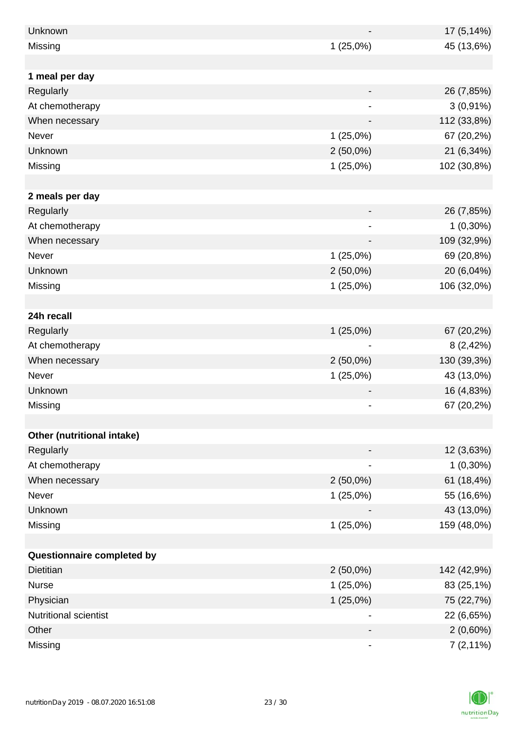| | | |
|---|---|---|
| Unknown | - | 17 (5,14%) |
| Missing | 1 (25,0%) | 45 (13,6%) |
| | | |
| **1 meal per day** | | |
| Regularly | - | 26 (7,85%) |
| At chemotherapy | - | 3 (0,91%) |
| When necessary | - | 112 (33,8%) |
| Never | 1 (25,0%) | 67 (20,2%) |
| Unknown | 2 (50,0%) | 21 (6,34%) |
| Missing | 1 (25,0%) | 102 (30,8%) |
| | | |
| **2 meals per day** | | |
| Regularly | - | 26 (7,85%) |
| At chemotherapy | - | 1 (0,30%) |
| When necessary | - | 109 (32,9%) |
| Never | 1 (25,0%) | 69 (20,8%) |
| Unknown | 2 (50,0%) | 20 (6,04%) |
| Missing | 1 (25,0%) | 106 (32,0%) |
| | | |
| **24h recall** | | |
| Regularly | 1 (25,0%) | 67 (20,2%) |
| At chemotherapy | - | 8 (2,42%) |
| When necessary | 2 (50,0%) | 130 (39,3%) |
| Never | 1 (25,0%) | 43 (13,0%) |
| Unknown | - | 16 (4,83%) |
| Missing | - | 67 (20,2%) |
| | | |
| **Other (nutritional intake)** | | |
| Regularly | - | 12 (3,63%) |
| At chemotherapy | - | 1 (0,30%) |
| When necessary | 2 (50,0%) | 61 (18,4%) |
| Never | 1 (25,0%) | 55 (16,6%) |
| Unknown | - | 43 (13,0%) |
| Missing | 1 (25,0%) | 159 (48,0%) |
| | | |
| **Questionnaire completed by** | | |
| Dietitian | 2 (50,0%) | 142 (42,9%) |
| Nurse | 1 (25,0%) | 83 (25,1%) |
| Physician | 1 (25,0%) | 75 (22,7%) |
| Nutritional scientist | - | 22 (6,65%) |
| Other | - | 2 (0,60%) |
| Missing | - | 7 (2,11%) |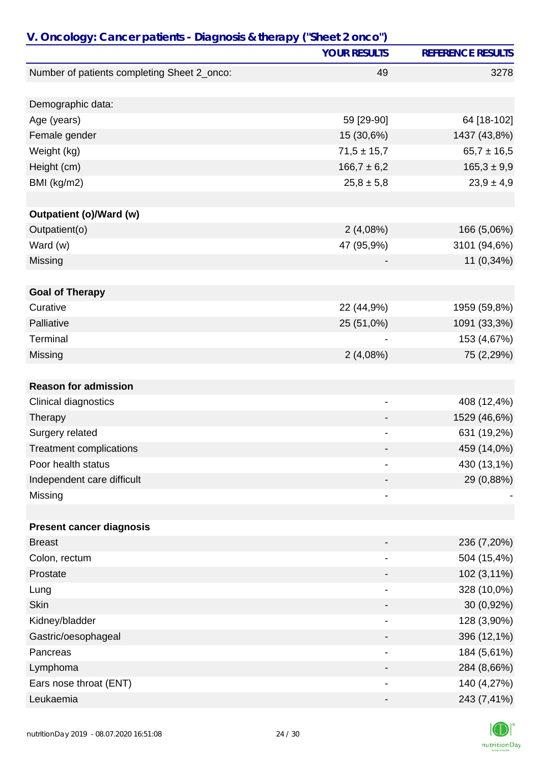## V. Oncology: Cancer patients - Diagnosis & therapy ("Sheet 2 onco")

| | YOUR RESULTS | REFERENCE RESULTS |
|---|---|---|
| Number of patients completing Sheet 2_onco: | 49 | 3278 |
| | | |
| Demographic data: | | |
| Age (years) | 59 [29-90] | 64 [18-102] |
| Female gender | 15 (30,6%) | 1437 (43,8%) |
| Weight (kg) | 71,5 ± 15,7 | 65,7 ± 16,5 |
| Height (cm) | 166,7 ± 6,2 | 165,3 ± 9,9 |
| BMI (kg/m2) | 25,8 ± 5,8 | 23,9 ± 4,9 |
| | | |
| **Outpatient (o)/Ward (w)** | | |
| Outpatient(o) | 2 (4,08%) | 166 (5,06%) |
| Ward (w) | 47 (95,9%) | 3101 (94,6%) |
| Missing | - | 11 (0,34%) |
| | | |
| **Goal of Therapy** | | |
| Curative | 22 (44,9%) | 1959 (59,8%) |
| Palliative | 25 (51,0%) | 1091 (33,3%) |
| Terminal | - | 153 (4,67%) |
| Missing | 2 (4,08%) | 75 (2,29%) |
| | | |
| **Reason for admission** | | |
| Clinical diagnostics | - | 408 (12,4%) |
| Therapy | - | 1529 (46,6%) |
| Surgery related | - | 631 (19,2%) |
| Treatment complications | - | 459 (14,0%) |
| Poor health status | - | 430 (13,1%) |
| Independent care difficult | - | 29 (0,88%) |
| Missing | - | - |
| | | |
| **Present cancer diagnosis** | | |
| Breast | - | 236 (7,20%) |
| Colon, rectum | - | 504 (15,4%) |
| Prostate | - | 102 (3,11%) |
| Lung | - | 328 (10,0%) |
| Skin | - | 30 (0,92%) |
| Kidney/bladder | - | 128 (3,90%) |
| Gastric/oesophageal | - | 396 (12,1%) |
| Pancreas | - | 184 (5,61%) |
| Lymphoma | - | 284 (8,66%) |
| Ears nose throat (ENT) | - | 140 (4,27%) |
| Leukaemia | - | 243 (7,41%) |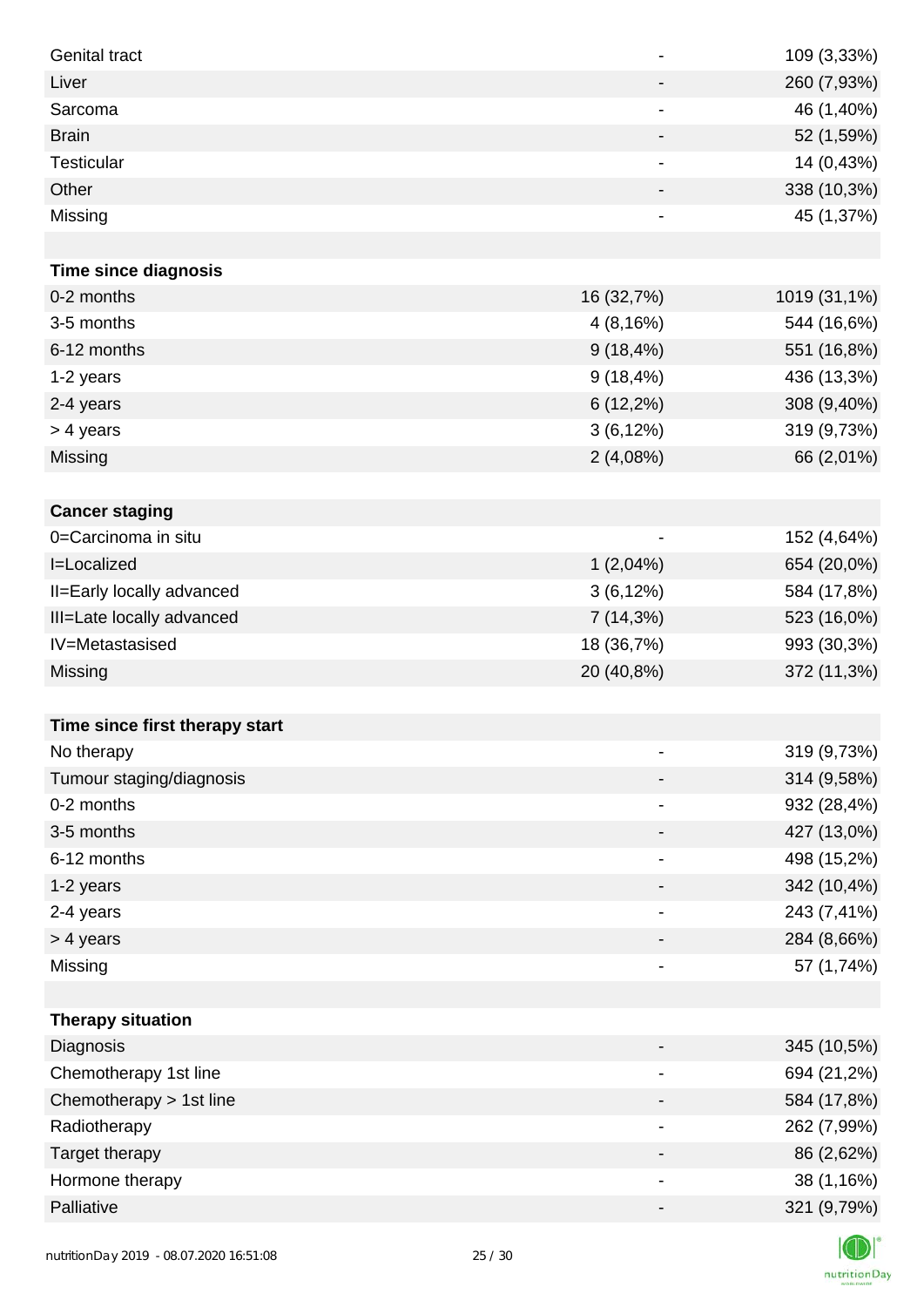| | | |
|---|---|---|
| Genital tract | - | 109 (3,33%) |
| Liver | - | 260 (7,93%) |
| Sarcoma | - | 46 (1,40%) |
| Brain | - | 52 (1,59%) |
| Testicular | - | 14 (0,43%) |
| Other | - | 338 (10,3%) |
| Missing | - | 45 (1,37%) |
| | | |
| **Time since diagnosis** | | |
| 0-2 months | 16 (32,7%) | 1019 (31,1%) |
| 3-5 months | 4 (8,16%) | 544 (16,6%) |
| 6-12 months | 9 (18,4%) | 551 (16,8%) |
| 1-2 years | 9 (18,4%) | 436 (13,3%) |
| 2-4 years | 6 (12,2%) | 308 (9,40%) |
| > 4 years | 3 (6,12%) | 319 (9,73%) |
| Missing | 2 (4,08%) | 66 (2,01%) |
| | | |
| **Cancer staging** | | |
| 0=Carcinoma in situ | - | 152 (4,64%) |
| I=Localized | 1 (2,04%) | 654 (20,0%) |
| II=Early locally advanced | 3 (6,12%) | 584 (17,8%) |
| III=Late locally advanced | 7 (14,3%) | 523 (16,0%) |
| IV=Metastasised | 18 (36,7%) | 993 (30,3%) |
| Missing | 20 (40,8%) | 372 (11,3%) |
| | | |
| **Time since first therapy start** | | |
| No therapy | - | 319 (9,73%) |
| Tumour staging/diagnosis | - | 314 (9,58%) |
| 0-2 months | - | 932 (28,4%) |
| 3-5 months | - | 427 (13,0%) |
| 6-12 months | - | 498 (15,2%) |
| 1-2 years | - | 342 (10,4%) |
| 2-4 years | - | 243 (7,41%) |
| > 4 years | - | 284 (8,66%) |
| Missing | - | 57 (1,74%) |
| | | |
| **Therapy situation** | | |
| Diagnosis | - | 345 (10,5%) |
| Chemotherapy 1st line | - | 694 (21,2%) |
| Chemotherapy > 1st line | - | 584 (17,8%) |
| Radiotherapy | - | 262 (7,99%) |
| Target therapy | - | 86 (2,62%) |
| Hormone therapy | - | 38 (1,16%) |
| Palliative | - | 321 (9,79%) |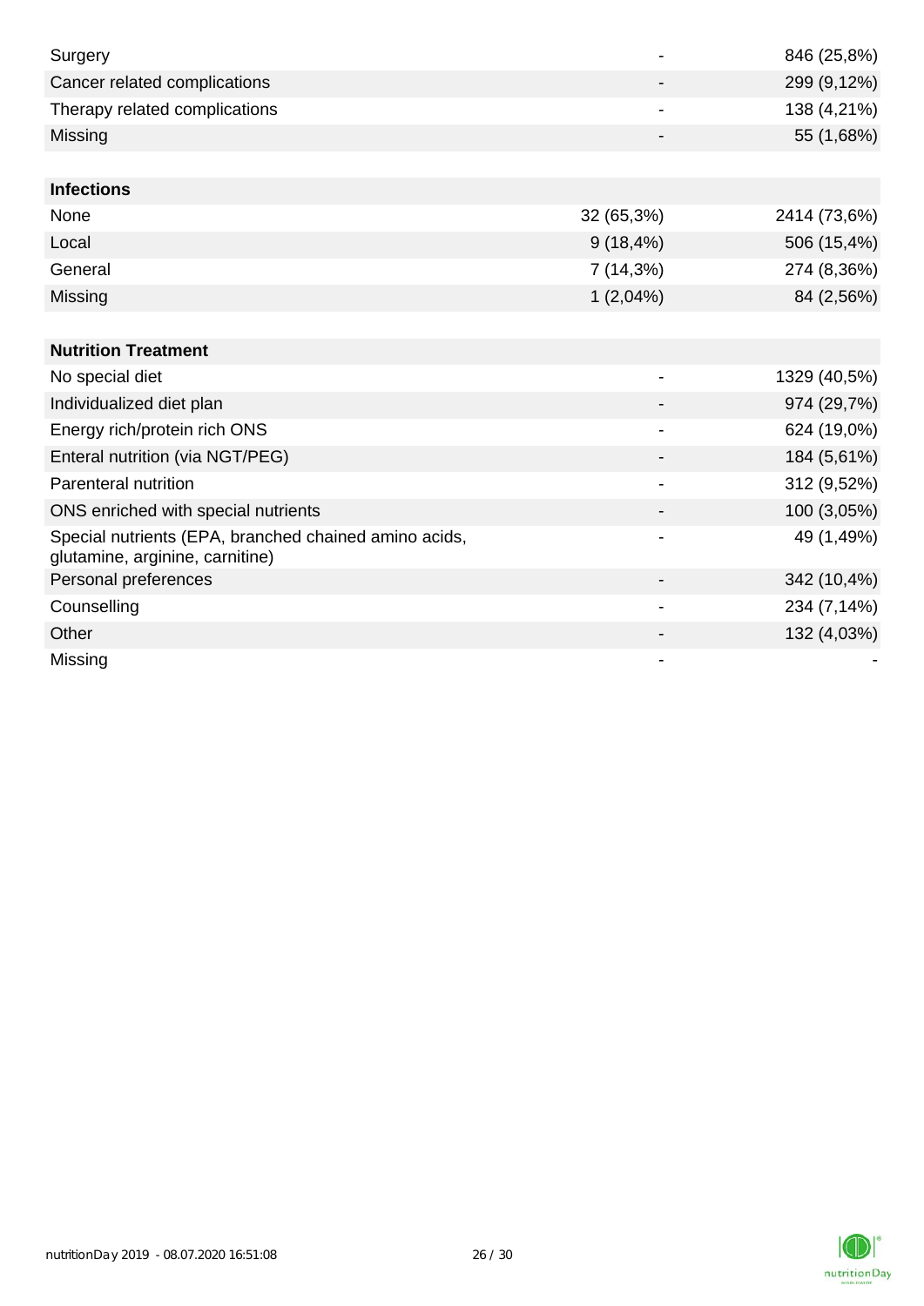| | | |
|---|---|---|
| Surgery | - | 846 (25,8%) |
| Cancer related complications | - | 299 (9,12%) |
| Therapy related complications | - | 138 (4,21%) |
| Missing | - | 55 (1,68%) |
| | | |
| **Infections** | | |
| None | 32 (65,3%) | 2414 (73,6%) |
| Local | 9 (18,4%) | 506 (15,4%) |
| General | 7 (14,3%) | 274 (8,36%) |
| Missing | 1 (2,04%) | 84 (2,56%) |
| | | |
| **Nutrition Treatment** | | |
| No special diet | - | 1329 (40,5%) |
| Individualized diet plan | - | 974 (29,7%) |
| Energy rich/protein rich ONS | - | 624 (19,0%) |
| Enteral nutrition (via NGT/PEG) | - | 184 (5,61%) |
| Parenteral nutrition | - | 312 (9,52%) |
| ONS enriched with special nutrients | - | 100 (3,05%) |
| Special nutrients (EPA, branched chained amino acids, glutamine, arginine, carnitine) | - | 49 (1,49%) |
| Personal preferences | - | 342 (10,4%) |
| Counselling | - | 234 (7,14%) |
| Other | - | 132 (4,03%) |
| Missing | - | - |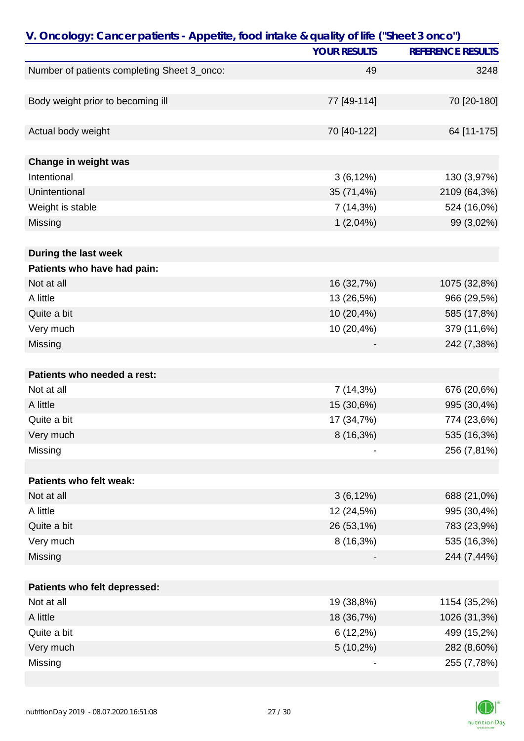## V. Oncology: Cancer patients - Appetite, food intake & quality of life ("Sheet 3 onco")

| | YOUR RESULTS | REFERENCE RESULTS |
|---|---|---|
| Number of patients completing Sheet 3_onco: | 49 | 3248 |
| | | |
| Body weight prior to becoming ill | 77 [49-114] | 70 [20-180] |
| | | |
| Actual body weight | 70 [40-122] | 64 [11-175] |
| | | |
| **Change in weight was** | | |
| Intentional | 3 (6,12%) | 130 (3,97%) |
| Unintentional | 35 (71,4%) | 2109 (64,3%) |
| Weight is stable | 7 (14,3%) | 524 (16,0%) |
| Missing | 1 (2,04%) | 99 (3,02%) |
| | | |
| **During the last week** | | |
| **Patients who have had pain:** | | |
| Not at all | 16 (32,7%) | 1075 (32,8%) |
| A little | 13 (26,5%) | 966 (29,5%) |
| Quite a bit | 10 (20,4%) | 585 (17,8%) |
| Very much | 10 (20,4%) | 379 (11,6%) |
| Missing | - | 242 (7,38%) |
| | | |
| **Patients who needed a rest:** | | |
| Not at all | 7 (14,3%) | 676 (20,6%) |
| A little | 15 (30,6%) | 995 (30,4%) |
| Quite a bit | 17 (34,7%) | 774 (23,6%) |
| Very much | 8 (16,3%) | 535 (16,3%) |
| Missing | - | 256 (7,81%) |
| | | |
| **Patients who felt weak:** | | |
| Not at all | 3 (6,12%) | 688 (21,0%) |
| A little | 12 (24,5%) | 995 (30,4%) |
| Quite a bit | 26 (53,1%) | 783 (23,9%) |
| Very much | 8 (16,3%) | 535 (16,3%) |
| Missing | - | 244 (7,44%) |
| | | |
| **Patients who felt depressed:** | | |
| Not at all | 19 (38,8%) | 1154 (35,2%) |
| A little | 18 (36,7%) | 1026 (31,3%) |
| Quite a bit | 6 (12,2%) | 499 (15,2%) |
| Very much | 5 (10,2%) | 282 (8,60%) |
| Missing | - | 255 (7,78%) |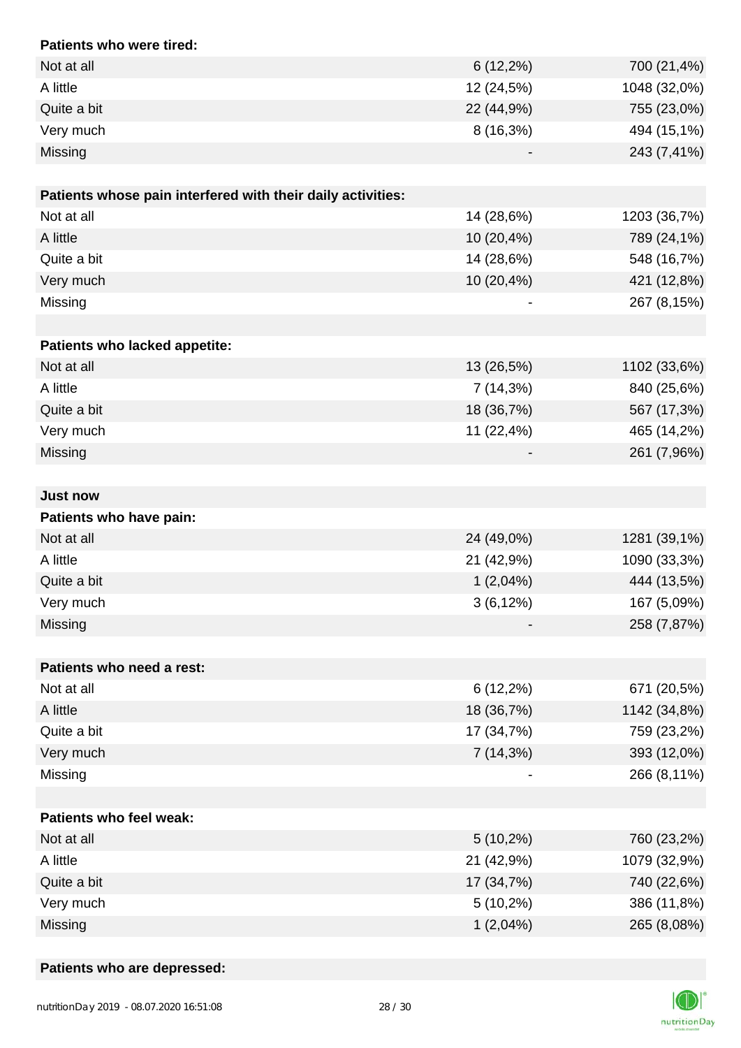| **Patients who were tired:** | | |
|---|---|---|
| Not at all | 6 (12,2%) | 700 (21,4%) |
| A little | 12 (24,5%) | 1048 (32,0%) |
| Quite a bit | 22 (44,9%) | 755 (23,0%) |
| Very much | 8 (16,3%) | 494 (15,1%) |
| Missing | - | 243 (7,41%) |

| **Patients whose pain interfered with their daily activities:** | | |
|---|---|---|
| Not at all | 14 (28,6%) | 1203 (36,7%) |
| A little | 10 (20,4%) | 789 (24,1%) |
| Quite a bit | 14 (28,6%) | 548 (16,7%) |
| Very much | 10 (20,4%) | 421 (12,8%) |
| Missing | - | 267 (8,15%) |

| **Patients who lacked appetite:** | | |
|---|---|---|
| Not at all | 13 (26,5%) | 1102 (33,6%) |
| A little | 7 (14,3%) | 840 (25,6%) |
| Quite a bit | 18 (36,7%) | 567 (17,3%) |
| Very much | 11 (22,4%) | 465 (14,2%) |
| Missing | - | 261 (7,96%) |

**Just now**

| **Patients who have pain:** | | |
|---|---|---|
| Not at all | 24 (49,0%) | 1281 (39,1%) |
| A little | 21 (42,9%) | 1090 (33,3%) |
| Quite a bit | 1 (2,04%) | 444 (13,5%) |
| Very much | 3 (6,12%) | 167 (5,09%) |
| Missing | - | 258 (7,87%) |

| **Patients who need a rest:** | | |
|---|---|---|
| Not at all | 6 (12,2%) | 671 (20,5%) |
| A little | 18 (36,7%) | 1142 (34,8%) |
| Quite a bit | 17 (34,7%) | 759 (23,2%) |
| Very much | 7 (14,3%) | 393 (12,0%) |
| Missing | - | 266 (8,11%) |

| **Patients who feel weak:** | | |
|---|---|---|
| Not at all | 5 (10,2%) | 760 (23,2%) |
| A little | 21 (42,9%) | 1079 (32,9%) |
| Quite a bit | 17 (34,7%) | 740 (22,6%) |
| Very much | 5 (10,2%) | 386 (11,8%) |
| Missing | 1 (2,04%) | 265 (8,08%) |

**Patients who are depressed:**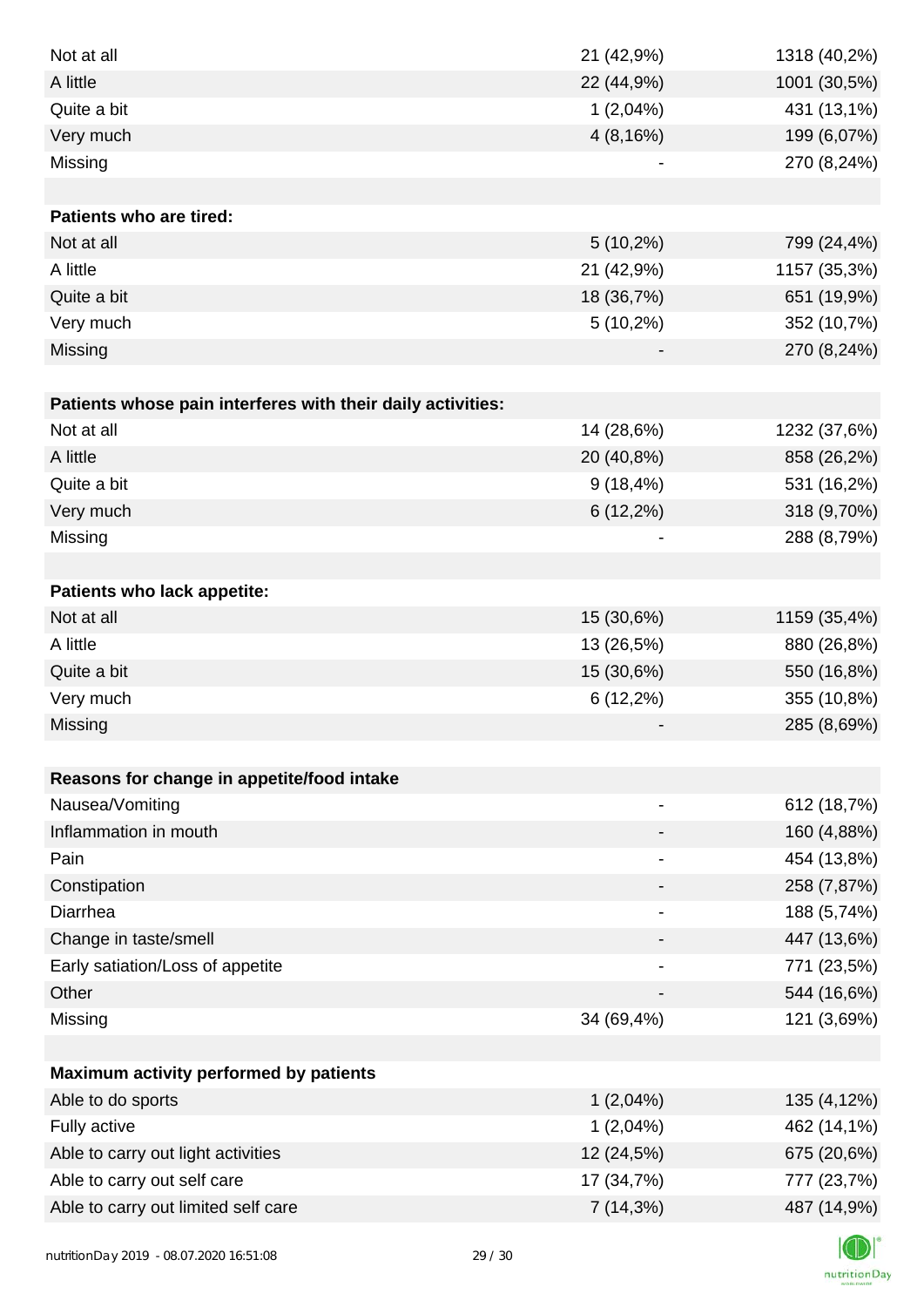| | | |
|---|---|---|
| Not at all | 21 (42,9%) | 1318 (40,2%) |
| A little | 22 (44,9%) | 1001 (30,5%) |
| Quite a bit | 1 (2,04%) | 431 (13,1%) |
| Very much | 4 (8,16%) | 199 (6,07%) |
| Missing | - | 270 (8,24%) |
| | | |
| **Patients who are tired:** | | |
| Not at all | 5 (10,2%) | 799 (24,4%) |
| A little | 21 (42,9%) | 1157 (35,3%) |
| Quite a bit | 18 (36,7%) | 651 (19,9%) |
| Very much | 5 (10,2%) | 352 (10,7%) |
| Missing | - | 270 (8,24%) |
| | | |
| **Patients whose pain interferes with their daily activities:** | | |
| Not at all | 14 (28,6%) | 1232 (37,6%) |
| A little | 20 (40,8%) | 858 (26,2%) |
| Quite a bit | 9 (18,4%) | 531 (16,2%) |
| Very much | 6 (12,2%) | 318 (9,70%) |
| Missing | - | 288 (8,79%) |
| | | |
| **Patients who lack appetite:** | | |
| Not at all | 15 (30,6%) | 1159 (35,4%) |
| A little | 13 (26,5%) | 880 (26,8%) |
| Quite a bit | 15 (30,6%) | 550 (16,8%) |
| Very much | 6 (12,2%) | 355 (10,8%) |
| Missing | - | 285 (8,69%) |
| | | |
| **Reasons for change in appetite/food intake** | | |
| Nausea/Vomiting | - | 612 (18,7%) |
| Inflammation in mouth | - | 160 (4,88%) |
| Pain | - | 454 (13,8%) |
| Constipation | - | 258 (7,87%) |
| Diarrhea | - | 188 (5,74%) |
| Change in taste/smell | - | 447 (13,6%) |
| Early satiation/Loss of appetite | - | 771 (23,5%) |
| Other | - | 544 (16,6%) |
| Missing | 34 (69,4%) | 121 (3,69%) |
| | | |
| **Maximum activity performed by patients** | | |
| Able to do sports | 1 (2,04%) | 135 (4,12%) |
| Fully active | 1 (2,04%) | 462 (14,1%) |
| Able to carry out light activities | 12 (24,5%) | 675 (20,6%) |
| Able to carry out self care | 17 (34,7%) | 777 (23,7%) |
| Able to carry out limited self care | 7 (14,3%) | 487 (14,9%) |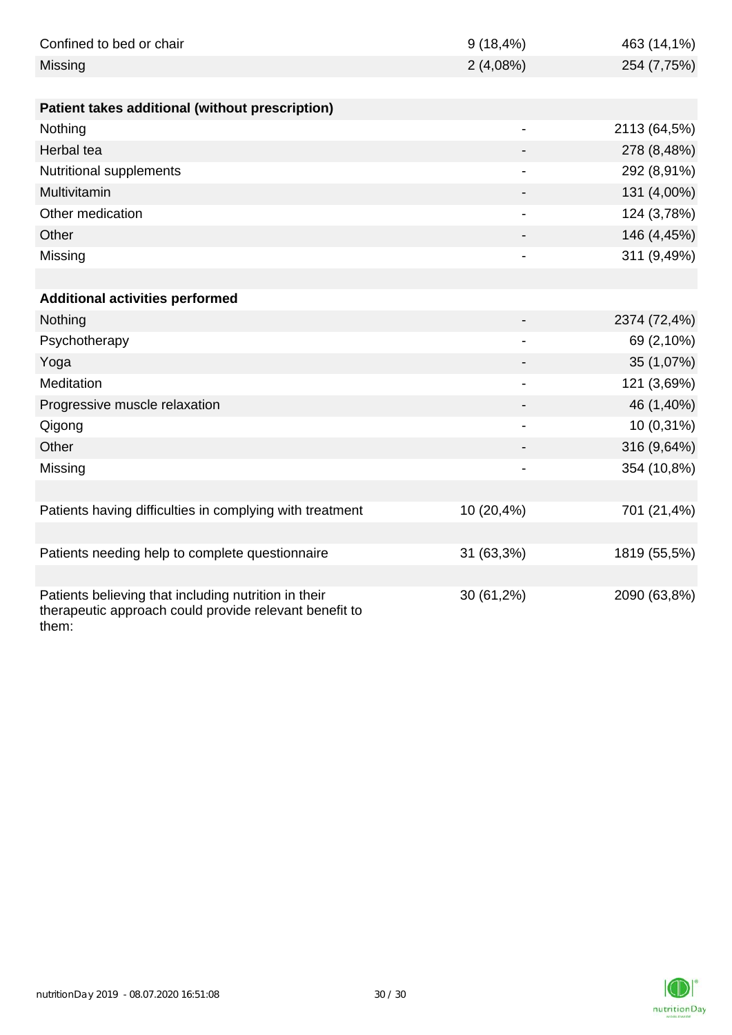| | | |
|---|---|---|
| Confined to bed or chair | 9 (18,4%) | 463 (14,1%) |
| Missing | 2 (4,08%) | 254 (7,75%) |
| | | |
| **Patient takes additional (without prescription)** | | |
| Nothing | - | 2113 (64,5%) |
| Herbal tea | - | 278 (8,48%) |
| Nutritional supplements | - | 292 (8,91%) |
| Multivitamin | - | 131 (4,00%) |
| Other medication | - | 124 (3,78%) |
| Other | - | 146 (4,45%) |
| Missing | - | 311 (9,49%) |
| | | |
| **Additional activities performed** | | |
| Nothing | - | 2374 (72,4%) |
| Psychotherapy | - | 69 (2,10%) |
| Yoga | - | 35 (1,07%) |
| Meditation | - | 121 (3,69%) |
| Progressive muscle relaxation | - | 46 (1,40%) |
| Qigong | - | 10 (0,31%) |
| Other | - | 316 (9,64%) |
| Missing | - | 354 (10,8%) |
| | | |
| Patients having difficulties in complying with treatment | 10 (20,4%) | 701 (21,4%) |
| | | |
| Patients needing help to complete questionnaire | 31 (63,3%) | 1819 (55,5%) |
| | | |
| Patients believing that including nutrition in their therapeutic approach could provide relevant benefit to them: | 30 (61,2%) | 2090 (63,8%) |